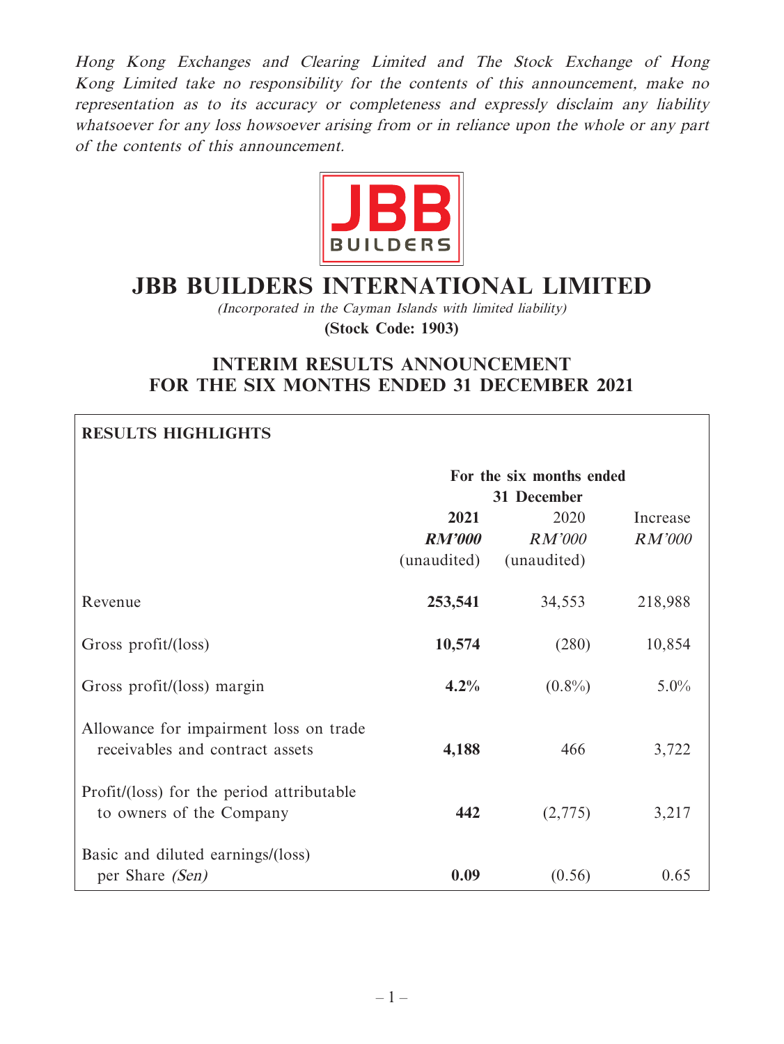*Hong Kong Exchanges and Clearing Limited and The Stock Exchange of Hong Kong Limited take no responsibility for the contents of this announcement, make no representation as to its accuracy or completeness and expressly disclaim any liability whatsoever for any loss howsoever arising from or in reliance upon the whole or any part of the contents of this announcement.*

JBB BUILDERS

# JBB BUILDERS INTERNATIONAL LIMITED

*(Incorporated in the Cayman Islands with limited liability)*

**(Stock Code: 1903)**

## INTERIM RESULTS ANNOUNCEMENT FOR THE SIX MONTHS ENDED 31 DECEMBER 2021

**RESULTS HIGHLIGHTS**

| | For the six months ended 31 December | | |
|---|---|---|---|
| | **2021** | 2020 | Increase |
| | ***RM'000*** | *RM'000* | *RM'000* |
| | (unaudited) | (unaudited) | |
| Revenue | **253,541** | 34,553 | 218,988 |
| Gross profit/(loss) | **10,574** | (280) | 10,854 |
| Gross profit/(loss) margin | **4.2%** | (0.8%) | 5.0% |
| Allowance for impairment loss on trade receivables and contract assets | **4,188** | 466 | 3,722 |
| Profit/(loss) for the period attributable to owners of the Company | **442** | (2,775) | 3,217 |
| Basic and diluted earnings/(loss) per Share *(Sen)* | **0.09** | (0.56) | 0.65 |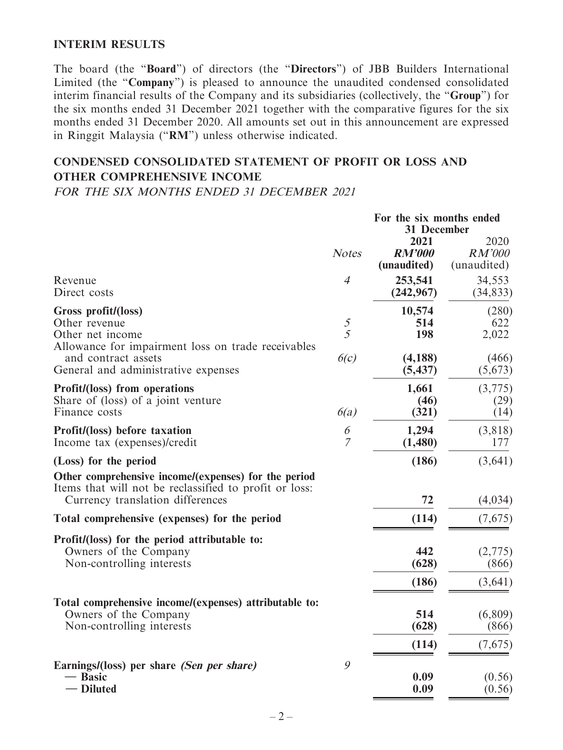## INTERIM RESULTS

The board (the "**Board**") of directors (the "**Directors**") of JBB Builders International Limited (the "**Company**") is pleased to announce the unaudited condensed consolidated interim financial results of the Company and its subsidiaries (collectively, the "**Group**") for the six months ended 31 December 2021 together with the comparative figures for the six months ended 31 December 2020. All amounts set out in this announcement are expressed in Ringgit Malaysia ("**RM**") unless otherwise indicated.

## CONDENSED CONSOLIDATED STATEMENT OF PROFIT OR LOSS AND OTHER COMPREHENSIVE INCOME

*FOR THE SIX MONTHS ENDED 31 DECEMBER 2021*

| | | For the six months ended 31 December | |
|---|---|---|---|
| | *Notes* | **2021** | 2020 |
| | | ***RM'000*** | *RM'000* |
| | | **(unaudited)** | (unaudited) |
| Revenue | *4* | **253,541** | 34,553 |
| Direct costs | | **(242,967)** | (34,833) |
| **Gross profit/(loss)** | | **10,574** | (280) |
| Other revenue | *5* | **514** | 622 |
| Other net income | *5* | **198** | 2,022 |
| Allowance for impairment loss on trade receivables and contract assets | *6(c)* | **(4,188)** | (466) |
| General and administrative expenses | | **(5,437)** | (5,673) |
| **Profit/(loss) from operations** | | **1,661** | (3,775) |
| Share of (loss) of a joint venture | | **(46)** | (29) |
| Finance costs | *6(a)* | **(321)** | (14) |
| **Profit/(loss) before taxation** | *6* | **1,294** | (3,818) |
| Income tax (expenses)/credit | *7* | **(1,480)** | 177 |
| **(Loss) for the period** | | **(186)** | (3,641) |
| **Other comprehensive income/(expenses) for the period** | | | |
| Items that will not be reclassified to profit or loss: | | | |
| Currency translation differences | | **72** | (4,034) |
| **Total comprehensive (expenses) for the period** | | **(114)** | (7,675) |
| **Profit/(loss) for the period attributable to:** | | | |
| Owners of the Company | | **442** | (2,775) |
| Non-controlling interests | | **(628)** | (866) |
| | | **(186)** | (3,641) |
| **Total comprehensive income/(expenses) attributable to:** | | | |
| Owners of the Company | | **514** | (6,809) |
| Non-controlling interests | | **(628)** | (866) |
| | | **(114)** | (7,675) |
| **Earnings/(loss) per share *(Sen per share)*** | *9* | | |
| **— Basic** | | **0.09** | (0.56) |
| **— Diluted** | | **0.09** | (0.56) |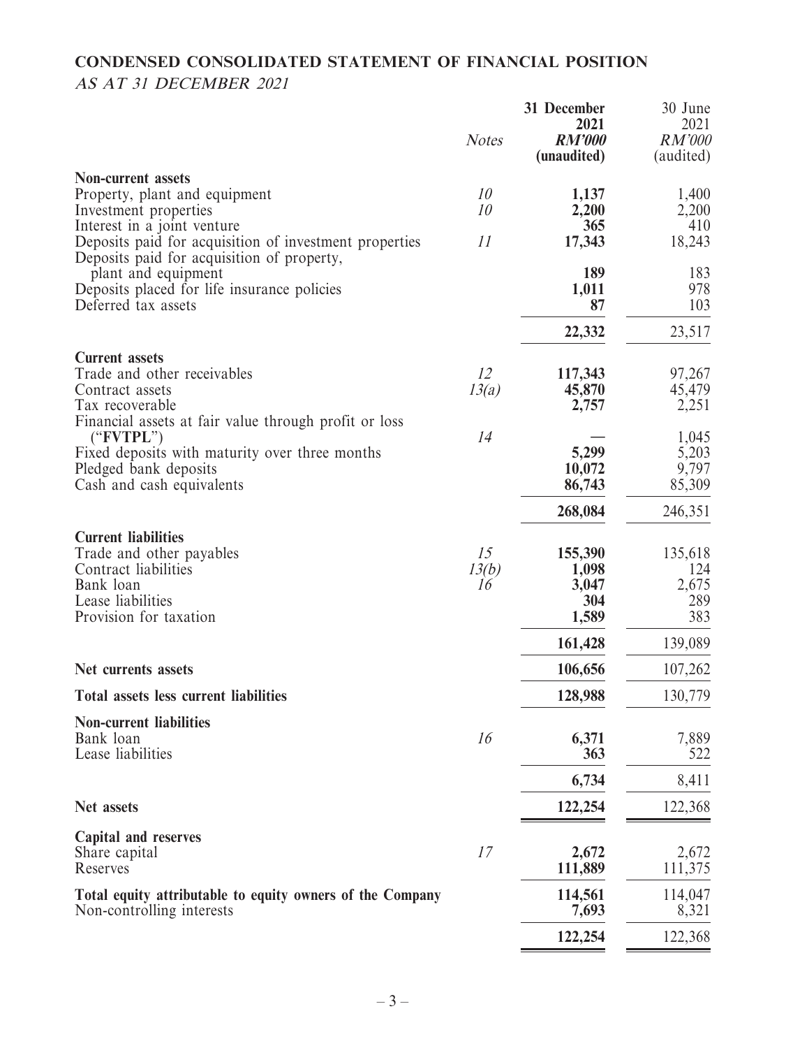# CONDENSED CONSOLIDATED STATEMENT OF FINANCIAL POSITION

*AS AT 31 DECEMBER 2021*

| | *Notes* | **31 December 2021** ***RM'000*** **(unaudited)** | 30 June 2021 *RM'000* (audited) |
|---|---|---|---|
| **Non-current assets** | | | |
| Property, plant and equipment | *10* | **1,137** | 1,400 |
| Investment properties | *10* | **2,200** | 2,200 |
| Interest in a joint venture | | **365** | 410 |
| Deposits paid for acquisition of investment properties | *11* | **17,343** | 18,243 |
| Deposits paid for acquisition of property, plant and equipment | | **189** | 183 |
| Deposits placed for life insurance policies | | **1,011** | 978 |
| Deferred tax assets | | **87** | 103 |
| | | **22,332** | 23,517 |
| **Current assets** | | | |
| Trade and other receivables | *12* | **117,343** | 97,267 |
| Contract assets | *13(a)* | **45,870** | 45,479 |
| Tax recoverable | | **2,757** | 2,251 |
| Financial assets at fair value through profit or loss ("**FVTPL**") | *14* | **—** | 1,045 |
| Fixed deposits with maturity over three months | | **5,299** | 5,203 |
| Pledged bank deposits | | **10,072** | 9,797 |
| Cash and cash equivalents | | **86,743** | 85,309 |
| | | **268,084** | 246,351 |
| **Current liabilities** | | | |
| Trade and other payables | *15* | **155,390** | 135,618 |
| Contract liabilities | *13(b)* | **1,098** | 124 |
| Bank loan | *16* | **3,047** | 2,675 |
| Lease liabilities | | **304** | 289 |
| Provision for taxation | | **1,589** | 383 |
| | | **161,428** | 139,089 |
| **Net currents assets** | | **106,656** | 107,262 |
| **Total assets less current liabilities** | | **128,988** | 130,779 |
| **Non-current liabilities** | | | |
| Bank loan | *16* | **6,371** | 7,889 |
| Lease liabilities | | **363** | 522 |
| | | **6,734** | 8,411 |
| **Net assets** | | **122,254** | 122,368 |
| **Capital and reserves** | | | |
| Share capital | *17* | **2,672** | 2,672 |
| Reserves | | **111,889** | 111,375 |
| **Total equity attributable to equity owners of the Company** | | **114,561** | 114,047 |
| Non-controlling interests | | **7,693** | 8,321 |
| | | **122,254** | 122,368 |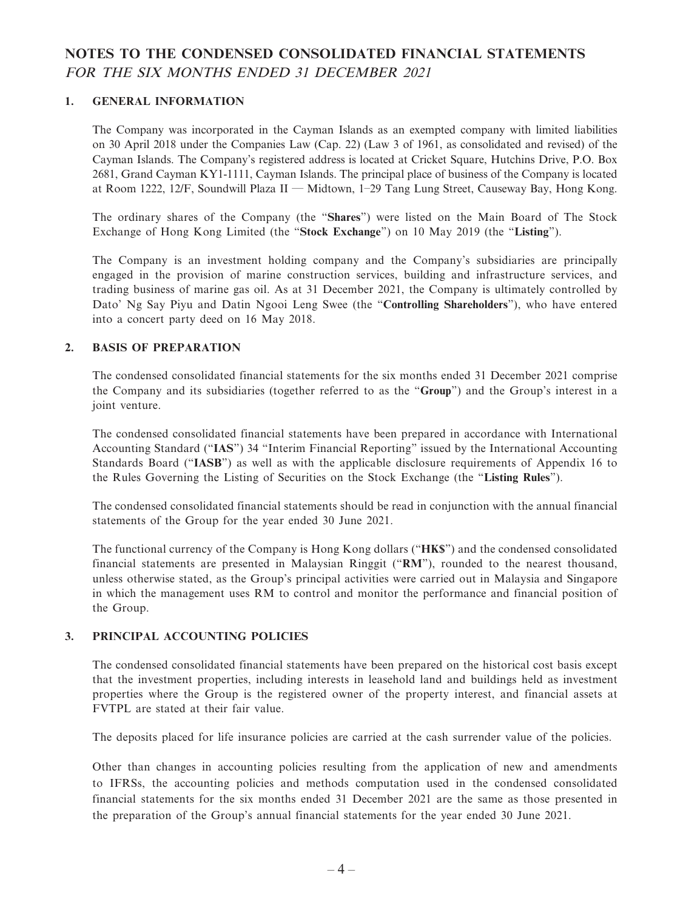# NOTES TO THE CONDENSED CONSOLIDATED FINANCIAL STATEMENTS

*FOR THE SIX MONTHS ENDED 31 DECEMBER 2021*

## 1. GENERAL INFORMATION

The Company was incorporated in the Cayman Islands as an exempted company with limited liabilities on 30 April 2018 under the Companies Law (Cap. 22) (Law 3 of 1961, as consolidated and revised) of the Cayman Islands. The Company's registered address is located at Cricket Square, Hutchins Drive, P.O. Box 2681, Grand Cayman KY1-1111, Cayman Islands. The principal place of business of the Company is located at Room 1222, 12/F, Soundwill Plaza II — Midtown, 1–29 Tang Lung Street, Causeway Bay, Hong Kong.

The ordinary shares of the Company (the "**Shares**") were listed on the Main Board of The Stock Exchange of Hong Kong Limited (the "**Stock Exchange**") on 10 May 2019 (the "**Listing**").

The Company is an investment holding company and the Company's subsidiaries are principally engaged in the provision of marine construction services, building and infrastructure services, and trading business of marine gas oil. As at 31 December 2021, the Company is ultimately controlled by Dato' Ng Say Piyu and Datin Ngooi Leng Swee (the "**Controlling Shareholders**"), who have entered into a concert party deed on 16 May 2018.

## 2. BASIS OF PREPARATION

The condensed consolidated financial statements for the six months ended 31 December 2021 comprise the Company and its subsidiaries (together referred to as the "**Group**") and the Group's interest in a joint venture.

The condensed consolidated financial statements have been prepared in accordance with International Accounting Standard ("**IAS**") 34 "Interim Financial Reporting" issued by the International Accounting Standards Board ("**IASB**") as well as with the applicable disclosure requirements of Appendix 16 to the Rules Governing the Listing of Securities on the Stock Exchange (the "**Listing Rules**").

The condensed consolidated financial statements should be read in conjunction with the annual financial statements of the Group for the year ended 30 June 2021.

The functional currency of the Company is Hong Kong dollars ("**HK$**") and the condensed consolidated financial statements are presented in Malaysian Ringgit ("**RM**"), rounded to the nearest thousand, unless otherwise stated, as the Group's principal activities were carried out in Malaysia and Singapore in which the management uses RM to control and monitor the performance and financial position of the Group.

## 3. PRINCIPAL ACCOUNTING POLICIES

The condensed consolidated financial statements have been prepared on the historical cost basis except that the investment properties, including interests in leasehold land and buildings held as investment properties where the Group is the registered owner of the property interest, and financial assets at FVTPL are stated at their fair value.

The deposits placed for life insurance policies are carried at the cash surrender value of the policies.

Other than changes in accounting policies resulting from the application of new and amendments to IFRSs, the accounting policies and methods computation used in the condensed consolidated financial statements for the six months ended 31 December 2021 are the same as those presented in the preparation of the Group's annual financial statements for the year ended 30 June 2021.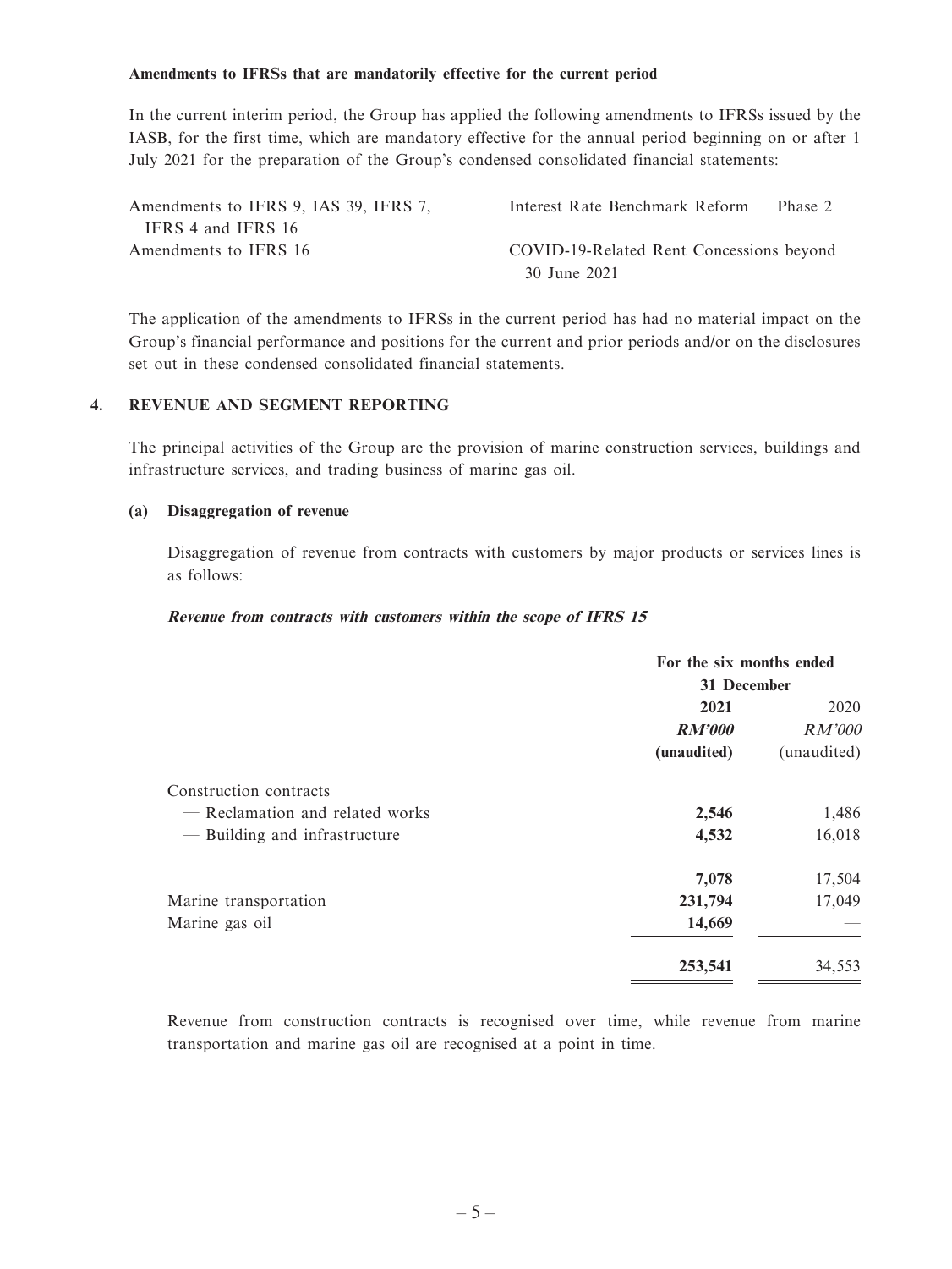**Amendments to IFRSs that are mandatorily effective for the current period**

In the current interim period, the Group has applied the following amendments to IFRSs issued by the IASB, for the first time, which are mandatory effective for the annual period beginning on or after 1 July 2021 for the preparation of the Group's condensed consolidated financial statements:

| | |
|---|---|
| Amendments to IFRS 9, IAS 39, IFRS 7, IFRS 4 and IFRS 16 | Interest Rate Benchmark Reform — Phase 2 |
| Amendments to IFRS 16 | COVID-19-Related Rent Concessions beyond 30 June 2021 |

The application of the amendments to IFRSs in the current period has had no material impact on the Group's financial performance and positions for the current and prior periods and/or on the disclosures set out in these condensed consolidated financial statements.

## 4. REVENUE AND SEGMENT REPORTING

The principal activities of the Group are the provision of marine construction services, buildings and infrastructure services, and trading business of marine gas oil.

### (a) Disaggregation of revenue

Disaggregation of revenue from contracts with customers by major products or services lines is as follows:

***Revenue from contracts with customers within the scope of IFRS 15***

| | For the six months ended 31 December | |
|---|---|---|
| | **2021** | 2020 |
| | ***RM'000*** | *RM'000* |
| | **(unaudited)** | (unaudited) |
| Construction contracts | | |
| — Reclamation and related works | **2,546** | 1,486 |
| — Building and infrastructure | **4,532** | 16,018 |
| | **7,078** | 17,504 |
| Marine transportation | **231,794** | 17,049 |
| Marine gas oil | **14,669** | — |
| | **253,541** | 34,553 |

Revenue from construction contracts is recognised over time, while revenue from marine transportation and marine gas oil are recognised at a point in time.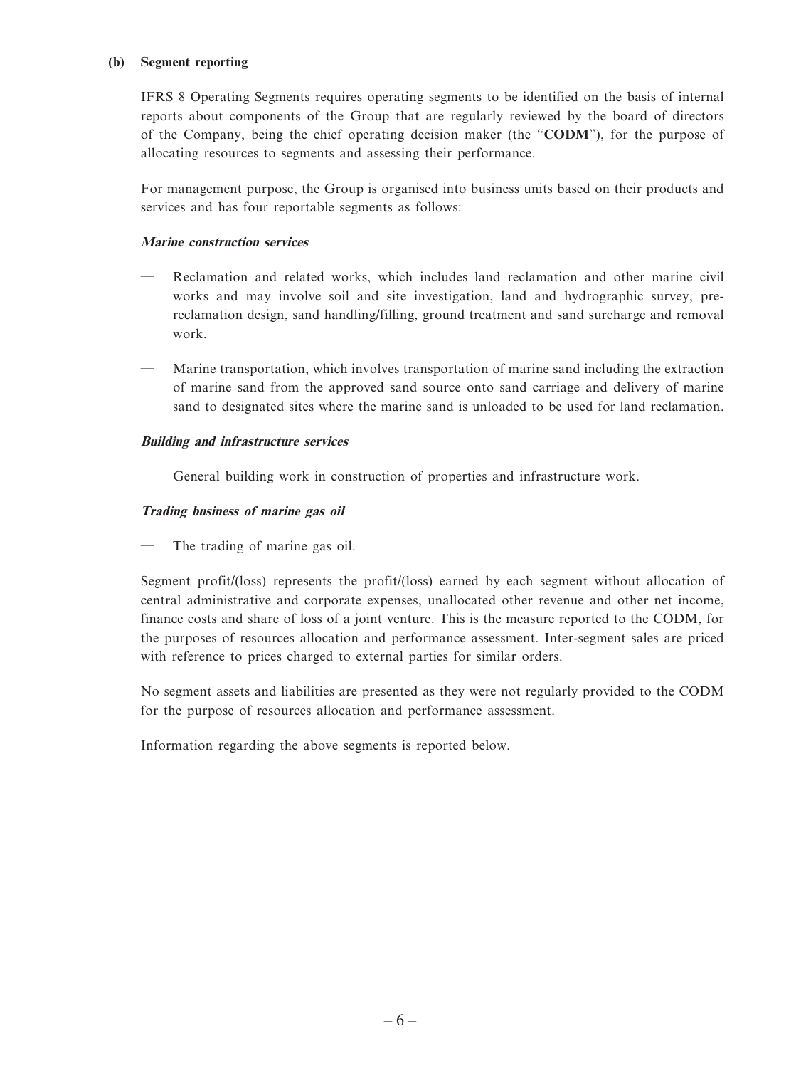### (b) Segment reporting

IFRS 8 Operating Segments requires operating segments to be identified on the basis of internal reports about components of the Group that are regularly reviewed by the board of directors of the Company, being the chief operating decision maker (the "**CODM**"), for the purpose of allocating resources to segments and assessing their performance.

For management purpose, the Group is organised into business units based on their products and services and has four reportable segments as follows:

***Marine construction services***

— Reclamation and related works, which includes land reclamation and other marine civil works and may involve soil and site investigation, land and hydrographic survey, pre-reclamation design, sand handling/filling, ground treatment and sand surcharge and removal work.

— Marine transportation, which involves transportation of marine sand including the extraction of marine sand from the approved sand source onto sand carriage and delivery of marine sand to designated sites where the marine sand is unloaded to be used for land reclamation.

***Building and infrastructure services***

— General building work in construction of properties and infrastructure work.

***Trading business of marine gas oil***

— The trading of marine gas oil.

Segment profit/(loss) represents the profit/(loss) earned by each segment without allocation of central administrative and corporate expenses, unallocated other revenue and other net income, finance costs and share of loss of a joint venture. This is the measure reported to the CODM, for the purposes of resources allocation and performance assessment. Inter-segment sales are priced with reference to prices charged to external parties for similar orders.

No segment assets and liabilities are presented as they were not regularly provided to the CODM for the purpose of resources allocation and performance assessment.

Information regarding the above segments is reported below.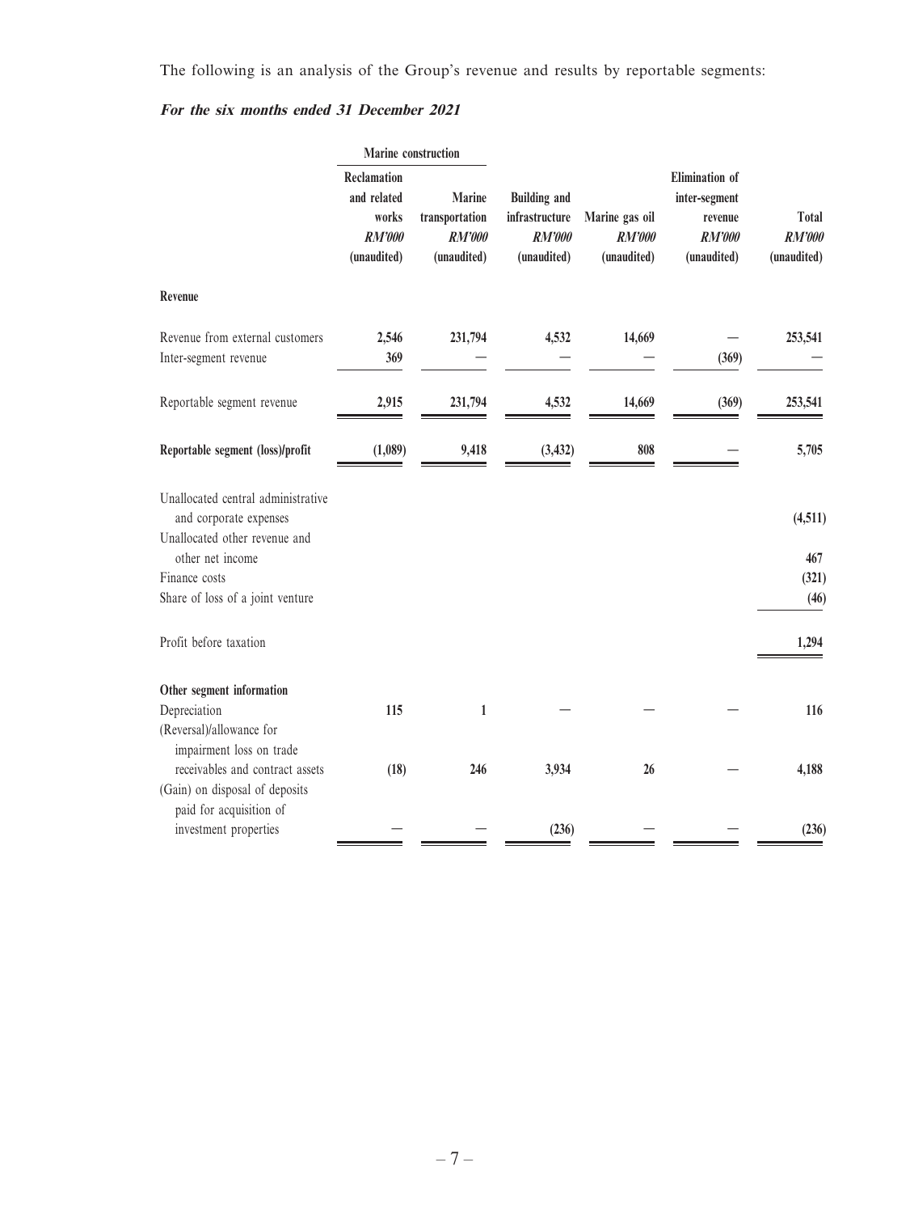The following is an analysis of the Group's revenue and results by reportable segments:

***For the six months ended 31 December 2021***

| | Marine construction | | | | | |
|---|---|---|---|---|---|---|
| | Reclamation and related works *RM'000* (unaudited) | Marine transportation *RM'000* (unaudited) | Building and infrastructure *RM'000* (unaudited) | Marine gas oil *RM'000* (unaudited) | Elimination of inter-segment revenue *RM'000* (unaudited) | Total *RM'000* (unaudited) |
| **Revenue** | | | | | | |
| Revenue from external customers | 2,546 | 231,794 | 4,532 | 14,669 | — | 253,541 |
| Inter-segment revenue | 369 | — | — | — | (369) | — |
| Reportable segment revenue | 2,915 | 231,794 | 4,532 | 14,669 | (369) | 253,541 |
| **Reportable segment (loss)/profit** | (1,089) | 9,418 | (3,432) | 808 | — | 5,705 |
| Unallocated central administrative and corporate expenses | | | | | | (4,511) |
| Unallocated other revenue and other net income | | | | | | 467 |
| Finance costs | | | | | | (321) |
| Share of loss of a joint venture | | | | | | (46) |
| Profit before taxation | | | | | | 1,294 |
| **Other segment information** | | | | | | |
| Depreciation | 115 | 1 | — | — | — | 116 |
| (Reversal)/allowance for impairment loss on trade receivables and contract assets | (18) | 246 | 3,934 | 26 | — | 4,188 |
| (Gain) on disposal of deposits paid for acquisition of investment properties | — | — | (236) | — | — | (236) |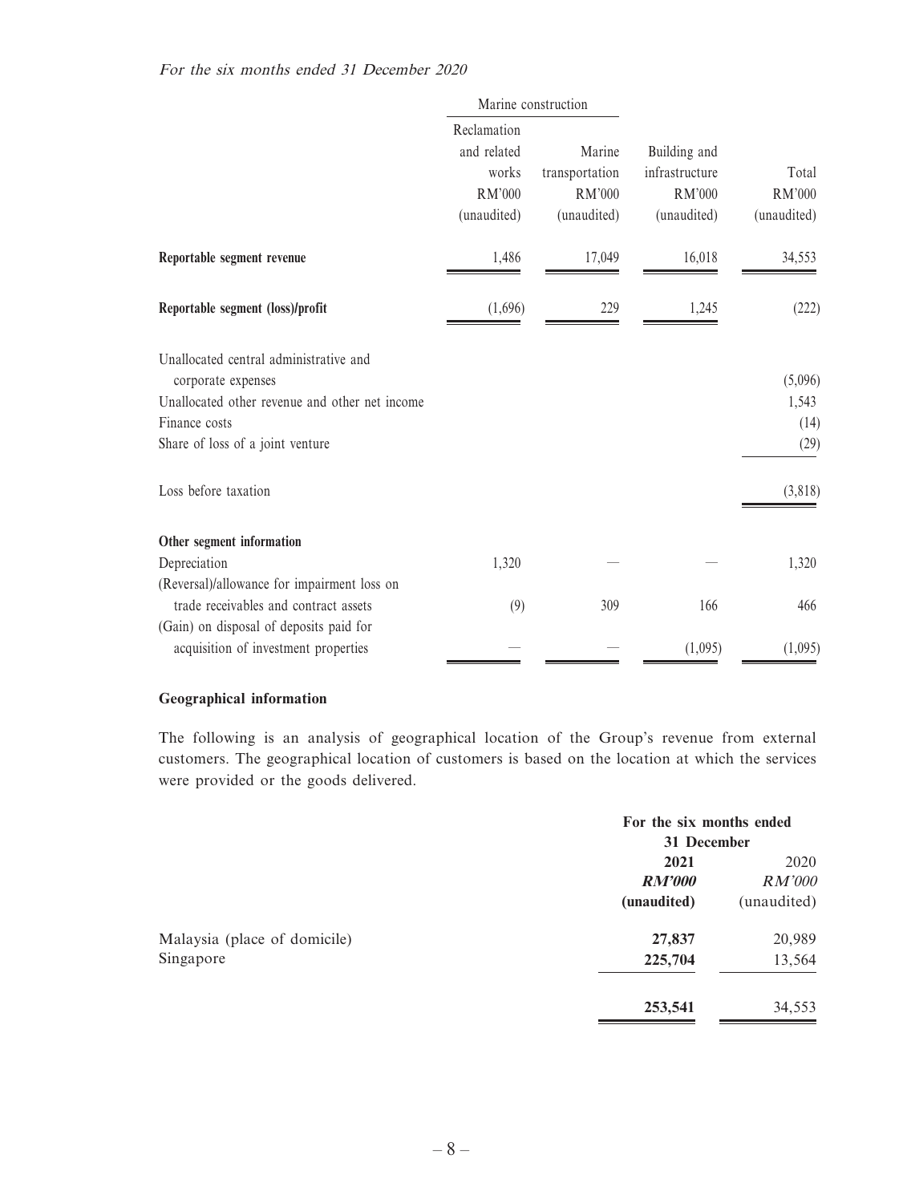*For the six months ended 31 December 2020*

| | Marine construction | | | |
|---|---|---|---|---|
| | Reclamation and related works RM'000 (unaudited) | Marine transportation RM'000 (unaudited) | Building and infrastructure RM'000 (unaudited) | Total RM'000 (unaudited) |
| **Reportable segment revenue** | 1,486 | 17,049 | 16,018 | 34,553 |
| **Reportable segment (loss)/profit** | (1,696) | 229 | 1,245 | (222) |
| Unallocated central administrative and corporate expenses | | | | (5,096) |
| Unallocated other revenue and other net income | | | | 1,543 |
| Finance costs | | | | (14) |
| Share of loss of a joint venture | | | | (29) |
| Loss before taxation | | | | (3,818) |
| **Other segment information** | | | | |
| Depreciation | 1,320 | — | — | 1,320 |
| (Reversal)/allowance for impairment loss on trade receivables and contract assets | (9) | 309 | 166 | 466 |
| (Gain) on disposal of deposits paid for acquisition of investment properties | — | — | (1,095) | (1,095) |

**Geographical information**

The following is an analysis of geographical location of the Group's revenue from external customers. The geographical location of customers is based on the location at which the services were provided or the goods delivered.

| | For the six months ended 31 December | |
|---|---|---|
| | **2021** ***RM'000*** **(unaudited)** | 2020 *RM'000* (unaudited) |
| Malaysia (place of domicile) | **27,837** | 20,989 |
| Singapore | **225,704** | 13,564 |
| | **253,541** | 34,553 |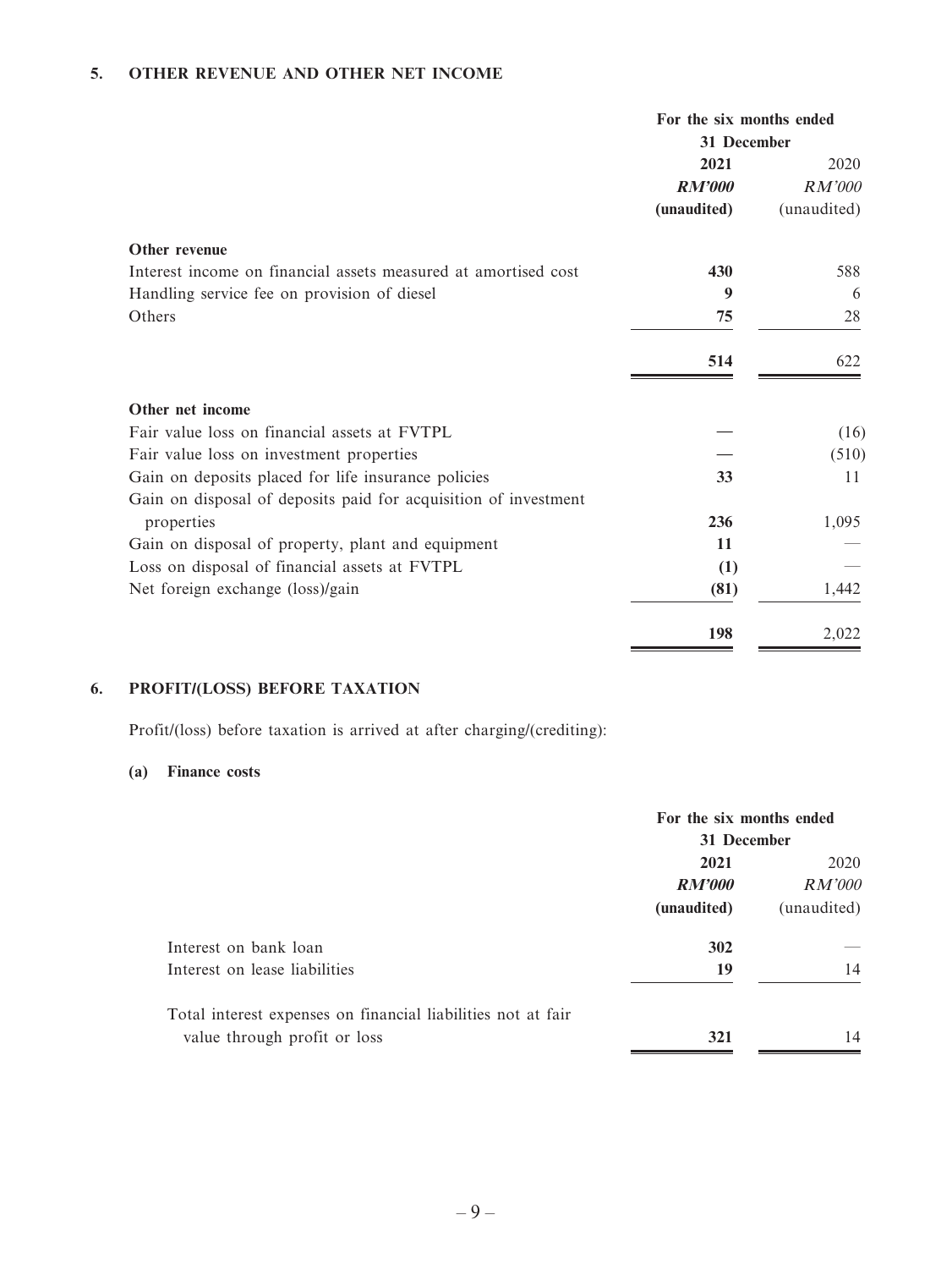## 5. OTHER REVENUE AND OTHER NET INCOME

| | For the six months ended 31 December | |
|---|---|---|
| | **2021** | 2020 |
| | ***RM'000*** | *RM'000* |
| | **(unaudited)** | (unaudited) |
| **Other revenue** | | |
| Interest income on financial assets measured at amortised cost | **430** | 588 |
| Handling service fee on provision of diesel | **9** | 6 |
| Others | **75** | 28 |
| | **514** | 622 |
| **Other net income** | | |
| Fair value loss on financial assets at FVTPL | **—** | (16) |
| Fair value loss on investment properties | **—** | (510) |
| Gain on deposits placed for life insurance policies | **33** | 11 |
| Gain on disposal of deposits paid for acquisition of investment properties | **236** | 1,095 |
| Gain on disposal of property, plant and equipment | **11** | — |
| Loss on disposal of financial assets at FVTPL | **(1)** | — |
| Net foreign exchange (loss)/gain | **(81)** | 1,442 |
| | **198** | 2,022 |

## 6. PROFIT/(LOSS) BEFORE TAXATION

Profit/(loss) before taxation is arrived at after charging/(crediting):

### (a) Finance costs

| | For the six months ended 31 December | |
|---|---|---|
| | **2021** | 2020 |
| | ***RM'000*** | *RM'000* |
| | **(unaudited)** | (unaudited) |
| Interest on bank loan | **302** | — |
| Interest on lease liabilities | **19** | 14 |
| Total interest expenses on financial liabilities not at fair value through profit or loss | **321** | 14 |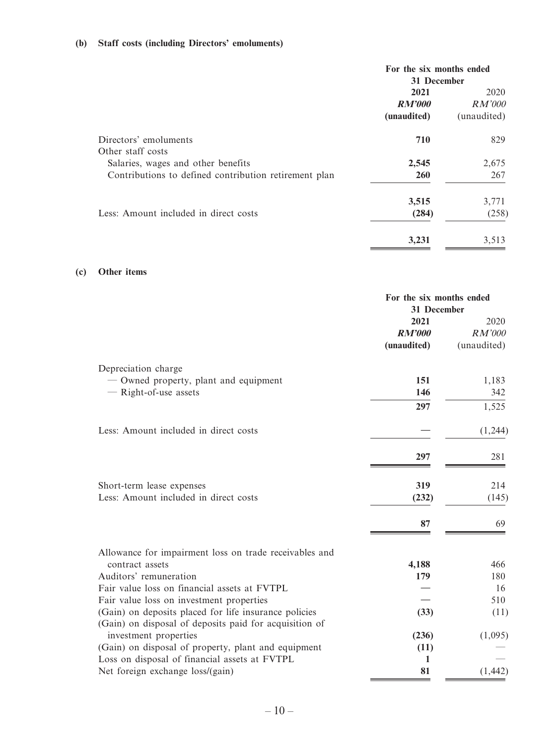**(b) Staff costs (including Directors' emoluments)**

| | For the six months ended 31 December | |
|---|---|---|
| | **2021** | 2020 |
| | ***RM'000*** | *RM'000* |
| | **(unaudited)** | (unaudited) |
| Directors' emoluments | **710** | 829 |
| Other staff costs | | |
| Salaries, wages and other benefits | **2,545** | 2,675 |
| Contributions to defined contribution retirement plan | **260** | 267 |
| | **3,515** | 3,771 |
| Less: Amount included in direct costs | **(284)** | (258) |
| | **3,231** | 3,513 |

**(c) Other items**

| | For the six months ended 31 December | |
|---|---|---|
| | **2021** | 2020 |
| | ***RM'000*** | *RM'000* |
| | **(unaudited)** | (unaudited) |
| Depreciation charge | | |
| — Owned property, plant and equipment | **151** | 1,183 |
| — Right-of-use assets | **146** | 342 |
| | **297** | 1,525 |
| Less: Amount included in direct costs | **—** | (1,244) |
| | **297** | 281 |
| Short-term lease expenses | **319** | 214 |
| Less: Amount included in direct costs | **(232)** | (145) |
| | **87** | 69 |
| Allowance for impairment loss on trade receivables and contract assets | **4,188** | 466 |
| Auditors' remuneration | **179** | 180 |
| Fair value loss on financial assets at FVTPL | **—** | 16 |
| Fair value loss on investment properties | **—** | 510 |
| (Gain) on deposits placed for life insurance policies | **(33)** | (11) |
| (Gain) on disposal of deposits paid for acquisition of investment properties | **(236)** | (1,095) |
| (Gain) on disposal of property, plant and equipment | **(11)** | — |
| Loss on disposal of financial assets at FVTPL | **1** | — |
| Net foreign exchange loss/(gain) | **81** | (1,442) |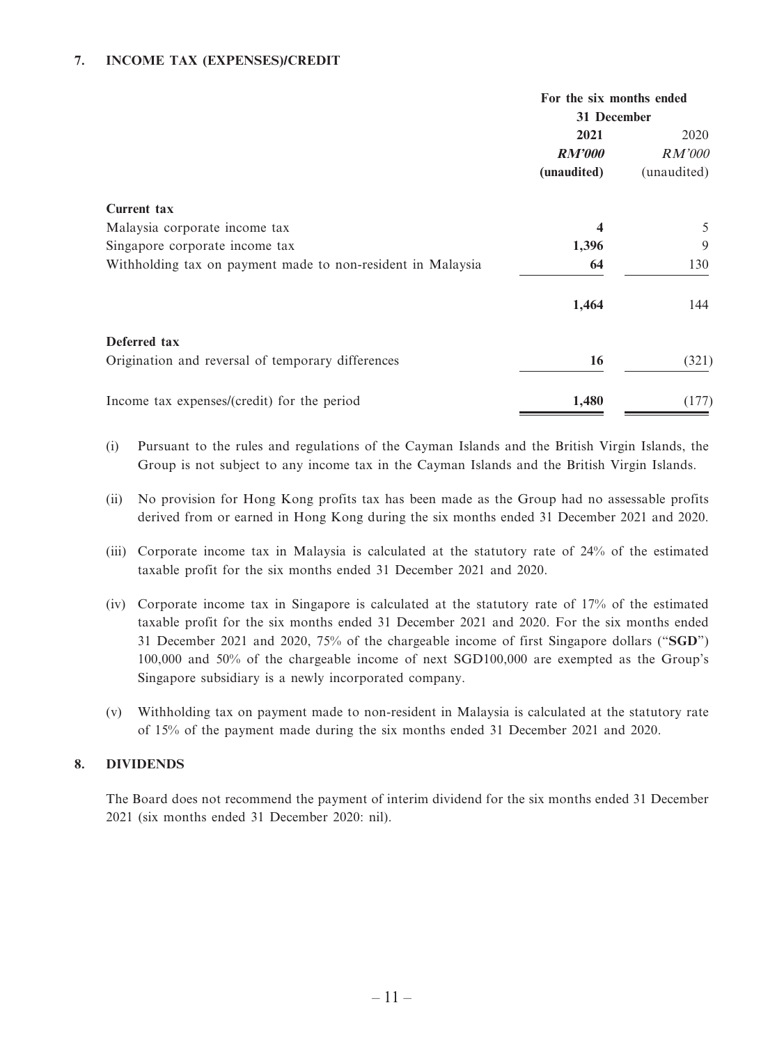## 7. INCOME TAX (EXPENSES)/CREDIT

| | For the six months ended 31 December | |
|---|---|---|
| | **2021** | 2020 |
| | ***RM'000*** | *RM'000* |
| | **(unaudited)** | (unaudited) |
| **Current tax** | | |
| Malaysia corporate income tax | **4** | 5 |
| Singapore corporate income tax | **1,396** | 9 |
| Withholding tax on payment made to non-resident in Malaysia | **64** | 130 |
| | **1,464** | 144 |
| **Deferred tax** | | |
| Origination and reversal of temporary differences | **16** | (321) |
| Income tax expenses/(credit) for the period | **1,480** | (177) |

(i) Pursuant to the rules and regulations of the Cayman Islands and the British Virgin Islands, the Group is not subject to any income tax in the Cayman Islands and the British Virgin Islands.

(ii) No provision for Hong Kong profits tax has been made as the Group had no assessable profits derived from or earned in Hong Kong during the six months ended 31 December 2021 and 2020.

(iii) Corporate income tax in Malaysia is calculated at the statutory rate of 24% of the estimated taxable profit for the six months ended 31 December 2021 and 2020.

(iv) Corporate income tax in Singapore is calculated at the statutory rate of 17% of the estimated taxable profit for the six months ended 31 December 2021 and 2020. For the six months ended 31 December 2021 and 2020, 75% of the chargeable income of first Singapore dollars ("**SGD**") 100,000 and 50% of the chargeable income of next SGD100,000 are exempted as the Group's Singapore subsidiary is a newly incorporated company.

(v) Withholding tax on payment made to non-resident in Malaysia is calculated at the statutory rate of 15% of the payment made during the six months ended 31 December 2021 and 2020.

## 8. DIVIDENDS

The Board does not recommend the payment of interim dividend for the six months ended 31 December 2021 (six months ended 31 December 2020: nil).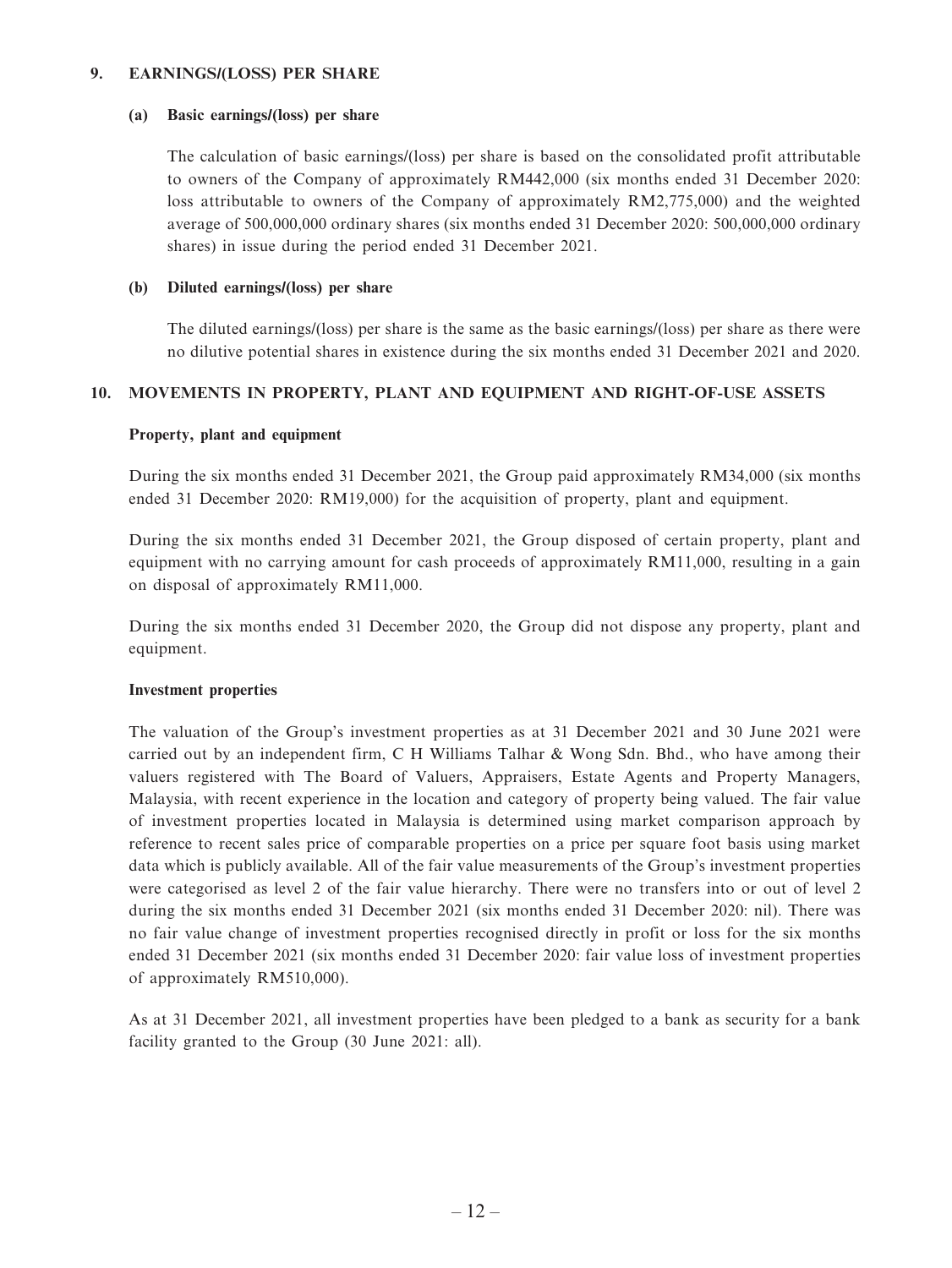## 9. EARNINGS/(LOSS) PER SHARE

### (a) Basic earnings/(loss) per share

The calculation of basic earnings/(loss) per share is based on the consolidated profit attributable to owners of the Company of approximately RM442,000 (six months ended 31 December 2020: loss attributable to owners of the Company of approximately RM2,775,000) and the weighted average of 500,000,000 ordinary shares (six months ended 31 December 2020: 500,000,000 ordinary shares) in issue during the period ended 31 December 2021.

### (b) Diluted earnings/(loss) per share

The diluted earnings/(loss) per share is the same as the basic earnings/(loss) per share as there were no dilutive potential shares in existence during the six months ended 31 December 2021 and 2020.

## 10. MOVEMENTS IN PROPERTY, PLANT AND EQUIPMENT AND RIGHT-OF-USE ASSETS

**Property, plant and equipment**

During the six months ended 31 December 2021, the Group paid approximately RM34,000 (six months ended 31 December 2020: RM19,000) for the acquisition of property, plant and equipment.

During the six months ended 31 December 2021, the Group disposed of certain property, plant and equipment with no carrying amount for cash proceeds of approximately RM11,000, resulting in a gain on disposal of approximately RM11,000.

During the six months ended 31 December 2020, the Group did not dispose any property, plant and equipment.

**Investment properties**

The valuation of the Group's investment properties as at 31 December 2021 and 30 June 2021 were carried out by an independent firm, C H Williams Talhar & Wong Sdn. Bhd., who have among their valuers registered with The Board of Valuers, Appraisers, Estate Agents and Property Managers, Malaysia, with recent experience in the location and category of property being valued. The fair value of investment properties located in Malaysia is determined using market comparison approach by reference to recent sales price of comparable properties on a price per square foot basis using market data which is publicly available. All of the fair value measurements of the Group's investment properties were categorised as level 2 of the fair value hierarchy. There were no transfers into or out of level 2 during the six months ended 31 December 2021 (six months ended 31 December 2020: nil). There was no fair value change of investment properties recognised directly in profit or loss for the six months ended 31 December 2021 (six months ended 31 December 2020: fair value loss of investment properties of approximately RM510,000).

As at 31 December 2021, all investment properties have been pledged to a bank as security for a bank facility granted to the Group (30 June 2021: all).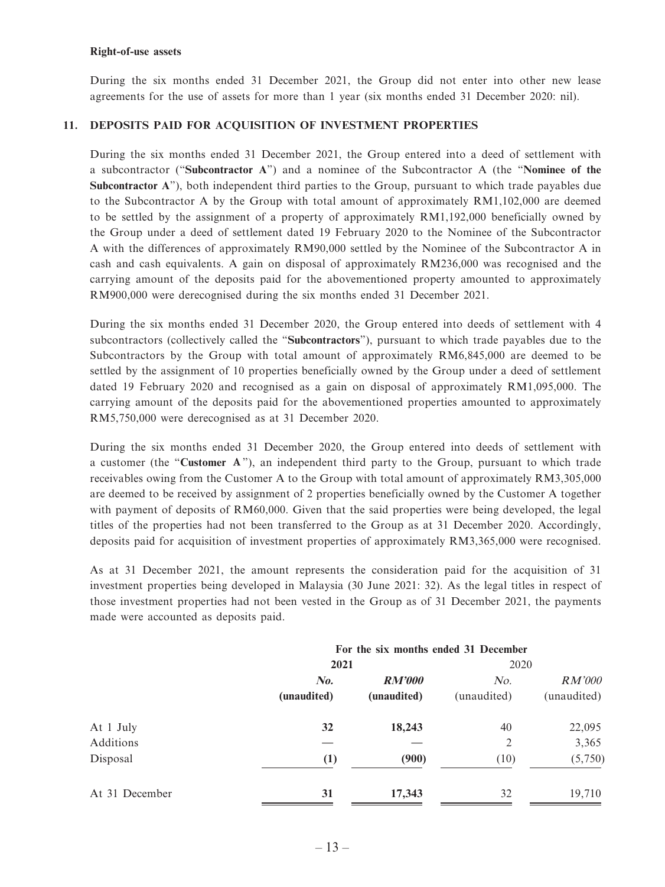**Right-of-use assets**

During the six months ended 31 December 2021, the Group did not enter into other new lease agreements for the use of assets for more than 1 year (six months ended 31 December 2020: nil).

## 11. DEPOSITS PAID FOR ACQUISITION OF INVESTMENT PROPERTIES

During the six months ended 31 December 2021, the Group entered into a deed of settlement with a subcontractor ("**Subcontractor A**") and a nominee of the Subcontractor A (the "**Nominee of the Subcontractor A**"), both independent third parties to the Group, pursuant to which trade payables due to the Subcontractor A by the Group with total amount of approximately RM1,102,000 are deemed to be settled by the assignment of a property of approximately RM1,192,000 beneficially owned by the Group under a deed of settlement dated 19 February 2020 to the Nominee of the Subcontractor A with the differences of approximately RM90,000 settled by the Nominee of the Subcontractor A in cash and cash equivalents. A gain on disposal of approximately RM236,000 was recognised and the carrying amount of the deposits paid for the abovementioned property amounted to approximately RM900,000 were derecognised during the six months ended 31 December 2021.

During the six months ended 31 December 2020, the Group entered into deeds of settlement with 4 subcontractors (collectively called the "**Subcontractors**"), pursuant to which trade payables due to the Subcontractors by the Group with total amount of approximately RM6,845,000 are deemed to be settled by the assignment of 10 properties beneficially owned by the Group under a deed of settlement dated 19 February 2020 and recognised as a gain on disposal of approximately RM1,095,000. The carrying amount of the deposits paid for the abovementioned properties amounted to approximately RM5,750,000 were derecognised as at 31 December 2020.

During the six months ended 31 December 2020, the Group entered into deeds of settlement with a customer (the "**Customer A**"), an independent third party to the Group, pursuant to which trade receivables owing from the Customer A to the Group with total amount of approximately RM3,305,000 are deemed to be received by assignment of 2 properties beneficially owned by the Customer A together with payment of deposits of RM60,000. Given that the said properties were being developed, the legal titles of the properties had not been transferred to the Group as at 31 December 2020. Accordingly, deposits paid for acquisition of investment properties of approximately RM3,365,000 were recognised.

As at 31 December 2021, the amount represents the consideration paid for the acquisition of 31 investment properties being developed in Malaysia (30 June 2021: 32). As the legal titles in respect of those investment properties had not been vested in the Group as of 31 December 2021, the payments made were accounted as deposits paid.

| | **For the six months ended 31 December** | | | |
|---|---|---|---|---|
| | **2021** | | 2020 | |
| | ***No.*** | ***RM'000*** | *No.* | *RM'000* |
| | **(unaudited)** | **(unaudited)** | (unaudited) | (unaudited) |
| At 1 July | **32** | **18,243** | 40 | 22,095 |
| Additions | **—** | **—** | 2 | 3,365 |
| Disposal | **(1)** | **(900)** | (10) | (5,750) |
| At 31 December | **31** | **17,343** | 32 | 19,710 |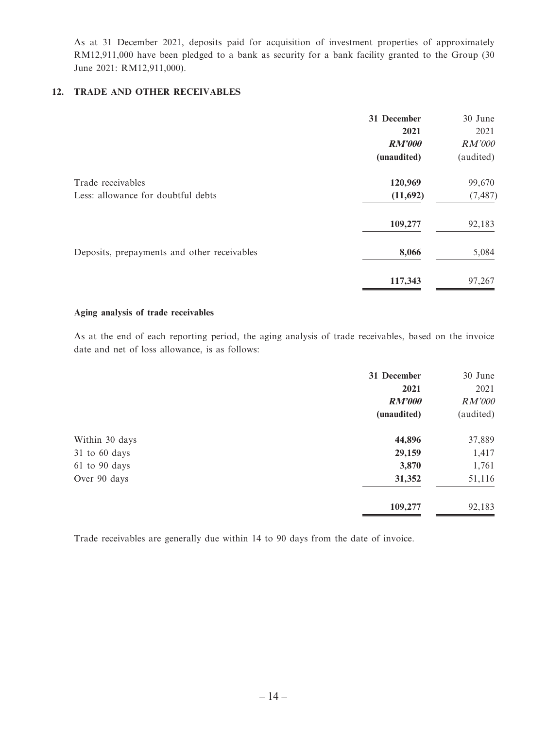As at 31 December 2021, deposits paid for acquisition of investment properties of approximately RM12,911,000 have been pledged to a bank as security for a bank facility granted to the Group (30 June 2021: RM12,911,000).

## 12. TRADE AND OTHER RECEIVABLES

| | 31 December 2021 *RM'000* (unaudited) | 30 June 2021 *RM'000* (audited) |
|---|---|---|
| Trade receivables | **120,969** | 99,670 |
| Less: allowance for doubtful debts | **(11,692)** | (7,487) |
| | **109,277** | 92,183 |
| Deposits, prepayments and other receivables | **8,066** | 5,084 |
| | **117,343** | 97,267 |

### Aging analysis of trade receivables

As at the end of each reporting period, the aging analysis of trade receivables, based on the invoice date and net of loss allowance, is as follows:

| | 31 December 2021 *RM'000* (unaudited) | 30 June 2021 *RM'000* (audited) |
|---|---|---|
| Within 30 days | **44,896** | 37,889 |
| 31 to 60 days | **29,159** | 1,417 |
| 61 to 90 days | **3,870** | 1,761 |
| Over 90 days | **31,352** | 51,116 |
| | **109,277** | 92,183 |

Trade receivables are generally due within 14 to 90 days from the date of invoice.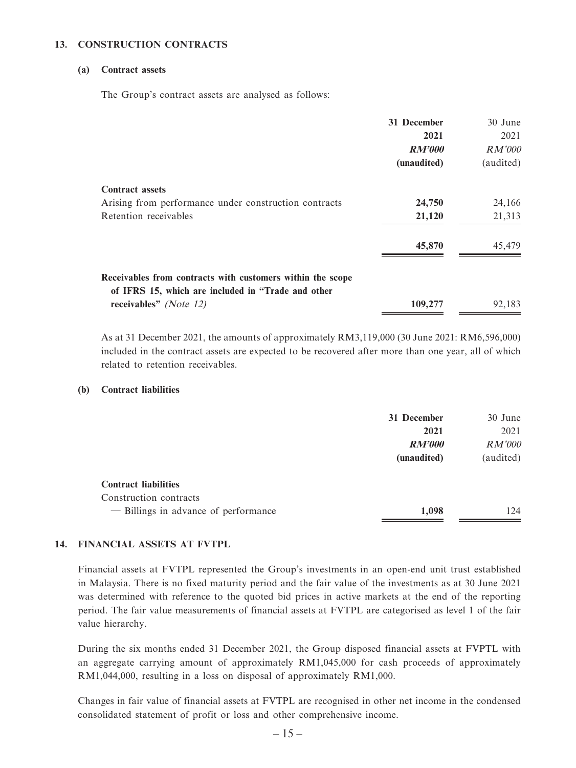## 13. CONSTRUCTION CONTRACTS

### (a) Contract assets

The Group's contract assets are analysed as follows:

| | 31 December 2021 RM'000 (unaudited) | 30 June 2021 RM'000 (audited) |
|---|---|---|
| **Contract assets** | | |
| Arising from performance under construction contracts | **24,750** | 24,166 |
| Retention receivables | **21,120** | 21,313 |
| | **45,870** | 45,479 |
| **Receivables from contracts with customers within the scope of IFRS 15, which are included in "Trade and other receivables"** *(Note 12)* | **109,277** | 92,183 |

As at 31 December 2021, the amounts of approximately RM3,119,000 (30 June 2021: RM6,596,000) included in the contract assets are expected to be recovered after more than one year, all of which related to retention receivables.

### (b) Contract liabilities

| | 31 December 2021 RM'000 (unaudited) | 30 June 2021 RM'000 (audited) |
|---|---|---|
| **Contract liabilities** | | |
| Construction contracts | | |
| — Billings in advance of performance | **1,098** | 124 |

## 14. FINANCIAL ASSETS AT FVTPL

Financial assets at FVTPL represented the Group's investments in an open-end unit trust established in Malaysia. There is no fixed maturity period and the fair value of the investments as at 30 June 2021 was determined with reference to the quoted bid prices in active markets at the end of the reporting period. The fair value measurements of financial assets at FVTPL are categorised as level 1 of the fair value hierarchy.

During the six months ended 31 December 2021, the Group disposed financial assets at FVPTL with an aggregate carrying amount of approximately RM1,045,000 for cash proceeds of approximately RM1,044,000, resulting in a loss on disposal of approximately RM1,000.

Changes in fair value of financial assets at FVTPL are recognised in other net income in the condensed consolidated statement of profit or loss and other comprehensive income.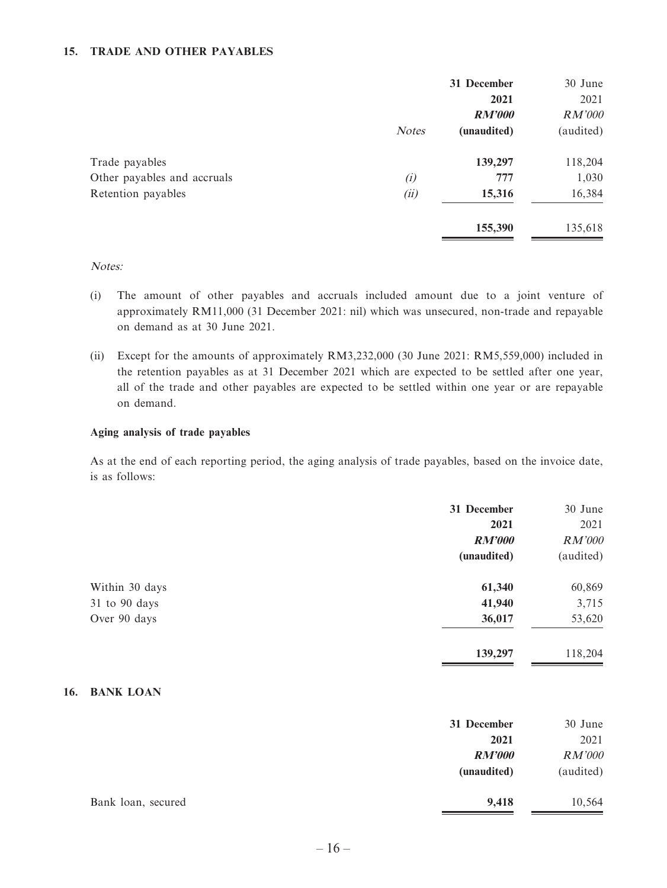## 15. TRADE AND OTHER PAYABLES

| | *Notes* | **31 December 2021** | 30 June 2021 |
|---|---|---|---|
| | | ***RM'000*** | *RM'000* |
| | | **(unaudited)** | (audited) |
| Trade payables | | **139,297** | 118,204 |
| Other payables and accruals | *(i)* | **777** | 1,030 |
| Retention payables | *(ii)* | **15,316** | 16,384 |
| | | **155,390** | 135,618 |

*Notes:*

(i) The amount of other payables and accruals included amount due to a joint venture of approximately RM11,000 (31 December 2021: nil) which was unsecured, non-trade and repayable on demand as at 30 June 2021.

(ii) Except for the amounts of approximately RM3,232,000 (30 June 2021: RM5,559,000) included in the retention payables as at 31 December 2021 which are expected to be settled after one year, all of the trade and other payables are expected to be settled within one year or are repayable on demand.

**Aging analysis of trade payables**

As at the end of each reporting period, the aging analysis of trade payables, based on the invoice date, is as follows:

| | **31 December 2021** | 30 June 2021 |
|---|---|---|
| | ***RM'000*** | *RM'000* |
| | **(unaudited)** | (audited) |
| Within 30 days | **61,340** | 60,869 |
| 31 to 90 days | **41,940** | 3,715 |
| Over 90 days | **36,017** | 53,620 |
| | **139,297** | 118,204 |

## 16. BANK LOAN

| | **31 December 2021** | 30 June 2021 |
|---|---|---|
| | ***RM'000*** | *RM'000* |
| | **(unaudited)** | (audited) |
| Bank loan, secured | **9,418** | 10,564 |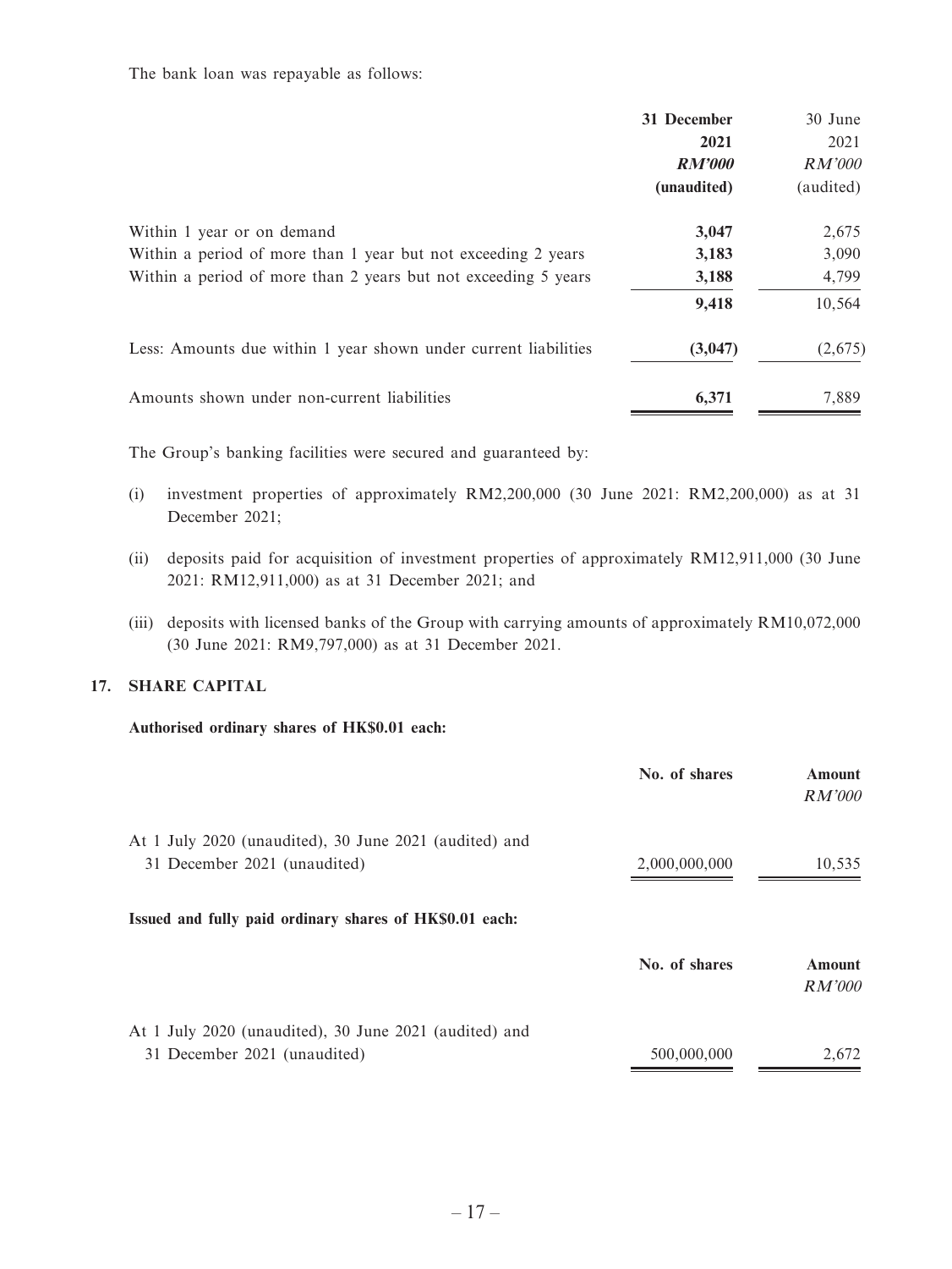The bank loan was repayable as follows:

| | 31 December 2021 | 30 June 2021 |
|---|---|---|
| | ***RM'000*** | *RM'000* |
| | **(unaudited)** | (audited) |
| Within 1 year or on demand | **3,047** | 2,675 |
| Within a period of more than 1 year but not exceeding 2 years | **3,183** | 3,090 |
| Within a period of more than 2 years but not exceeding 5 years | **3,188** | 4,799 |
| | **9,418** | 10,564 |
| Less: Amounts due within 1 year shown under current liabilities | **(3,047)** | (2,675) |
| Amounts shown under non-current liabilities | **6,371** | 7,889 |

The Group's banking facilities were secured and guaranteed by:

(i) investment properties of approximately RM2,200,000 (30 June 2021: RM2,200,000) as at 31 December 2021;

(ii) deposits paid for acquisition of investment properties of approximately RM12,911,000 (30 June 2021: RM12,911,000) as at 31 December 2021; and

(iii) deposits with licensed banks of the Group with carrying amounts of approximately RM10,072,000 (30 June 2021: RM9,797,000) as at 31 December 2021.

## 17. SHARE CAPITAL

**Authorised ordinary shares of HK$0.01 each:**

| | No. of shares | Amount *RM'000* |
|---|---|---|
| At 1 July 2020 (unaudited), 30 June 2021 (audited) and 31 December 2021 (unaudited) | 2,000,000,000 | 10,535 |

**Issued and fully paid ordinary shares of HK$0.01 each:**

| | No. of shares | Amount *RM'000* |
|---|---|---|
| At 1 July 2020 (unaudited), 30 June 2021 (audited) and 31 December 2021 (unaudited) | 500,000,000 | 2,672 |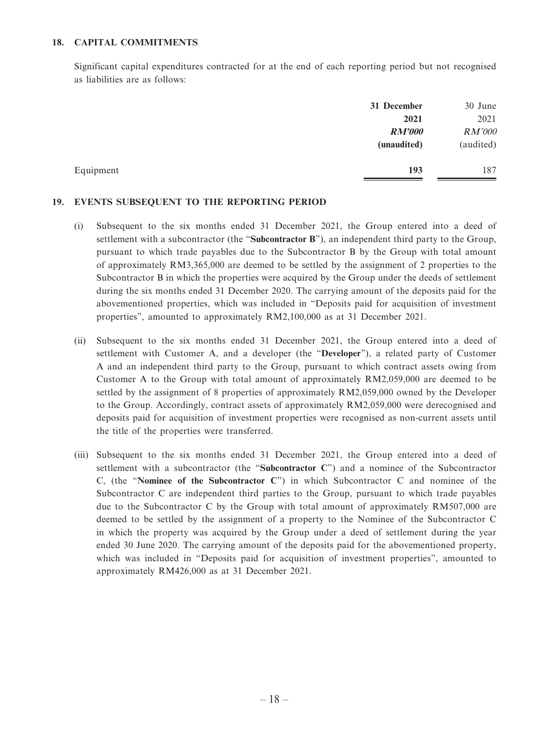## 18. CAPITAL COMMITMENTS

Significant capital expenditures contracted for at the end of each reporting period but not recognised as liabilities are as follows:

| | **31 December 2021** | 30 June 2021 |
|---|---|---|
| | ***RM'000*** | *RM'000* |
| | **(unaudited)** | (audited) |
| Equipment | **193** | 187 |

## 19. EVENTS SUBSEQUENT TO THE REPORTING PERIOD

(i) Subsequent to the six months ended 31 December 2021, the Group entered into a deed of settlement with a subcontractor (the "**Subcontractor B**"), an independent third party to the Group, pursuant to which trade payables due to the Subcontractor B by the Group with total amount of approximately RM3,365,000 are deemed to be settled by the assignment of 2 properties to the Subcontractor B in which the properties were acquired by the Group under the deeds of settlement during the six months ended 31 December 2020. The carrying amount of the deposits paid for the abovementioned properties, which was included in "Deposits paid for acquisition of investment properties", amounted to approximately RM2,100,000 as at 31 December 2021.

(ii) Subsequent to the six months ended 31 December 2021, the Group entered into a deed of settlement with Customer A, and a developer (the "**Developer**"), a related party of Customer A and an independent third party to the Group, pursuant to which contract assets owing from Customer A to the Group with total amount of approximately RM2,059,000 are deemed to be settled by the assignment of 8 properties of approximately RM2,059,000 owned by the Developer to the Group. Accordingly, contract assets of approximately RM2,059,000 were derecognised and deposits paid for acquisition of investment properties were recognised as non-current assets until the title of the properties were transferred.

(iii) Subsequent to the six months ended 31 December 2021, the Group entered into a deed of settlement with a subcontractor (the "**Subcontractor C**") and a nominee of the Subcontractor C, (the "**Nominee of the Subcontractor C**") in which Subcontractor C and nominee of the Subcontractor C are independent third parties to the Group, pursuant to which trade payables due to the Subcontractor C by the Group with total amount of approximately RM507,000 are deemed to be settled by the assignment of a property to the Nominee of the Subcontractor C in which the property was acquired by the Group under a deed of settlement during the year ended 30 June 2020. The carrying amount of the deposits paid for the abovementioned property, which was included in "Deposits paid for acquisition of investment properties", amounted to approximately RM426,000 as at 31 December 2021.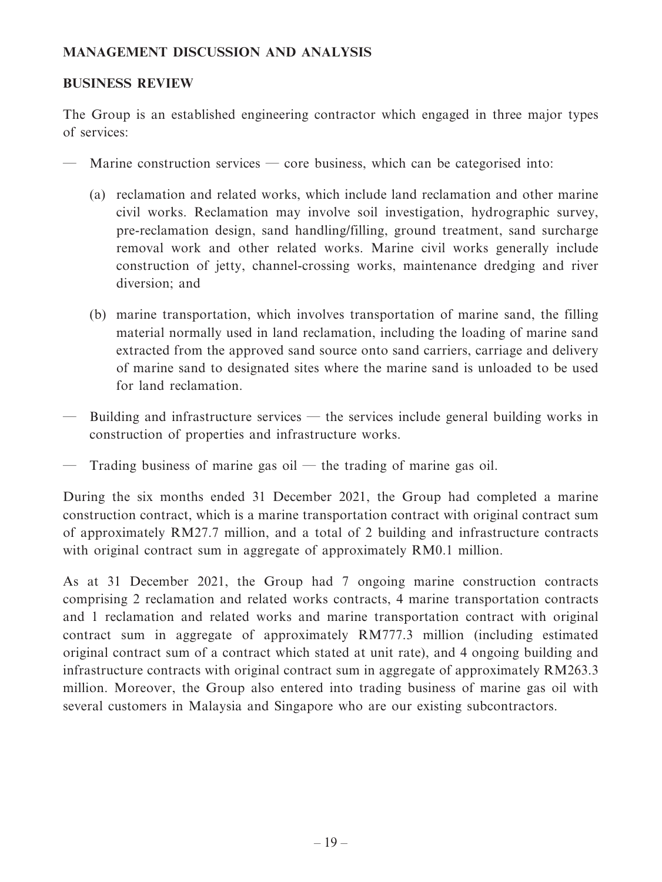## MANAGEMENT DISCUSSION AND ANALYSIS

### BUSINESS REVIEW

The Group is an established engineering contractor which engaged in three major types of services:

— Marine construction services — core business, which can be categorised into:

  (a) reclamation and related works, which include land reclamation and other marine civil works. Reclamation may involve soil investigation, hydrographic survey, pre-reclamation design, sand handling/filling, ground treatment, sand surcharge removal work and other related works. Marine civil works generally include construction of jetty, channel-crossing works, maintenance dredging and river diversion; and

  (b) marine transportation, which involves transportation of marine sand, the filling material normally used in land reclamation, including the loading of marine sand extracted from the approved sand source onto sand carriers, carriage and delivery of marine sand to designated sites where the marine sand is unloaded to be used for land reclamation.

— Building and infrastructure services — the services include general building works in construction of properties and infrastructure works.

— Trading business of marine gas oil — the trading of marine gas oil.

During the six months ended 31 December 2021, the Group had completed a marine construction contract, which is a marine transportation contract with original contract sum of approximately RM27.7 million, and a total of 2 building and infrastructure contracts with original contract sum in aggregate of approximately RM0.1 million.

As at 31 December 2021, the Group had 7 ongoing marine construction contracts comprising 2 reclamation and related works contracts, 4 marine transportation contracts and 1 reclamation and related works and marine transportation contract with original contract sum in aggregate of approximately RM777.3 million (including estimated original contract sum of a contract which stated at unit rate), and 4 ongoing building and infrastructure contracts with original contract sum in aggregate of approximately RM263.3 million. Moreover, the Group also entered into trading business of marine gas oil with several customers in Malaysia and Singapore who are our existing subcontractors.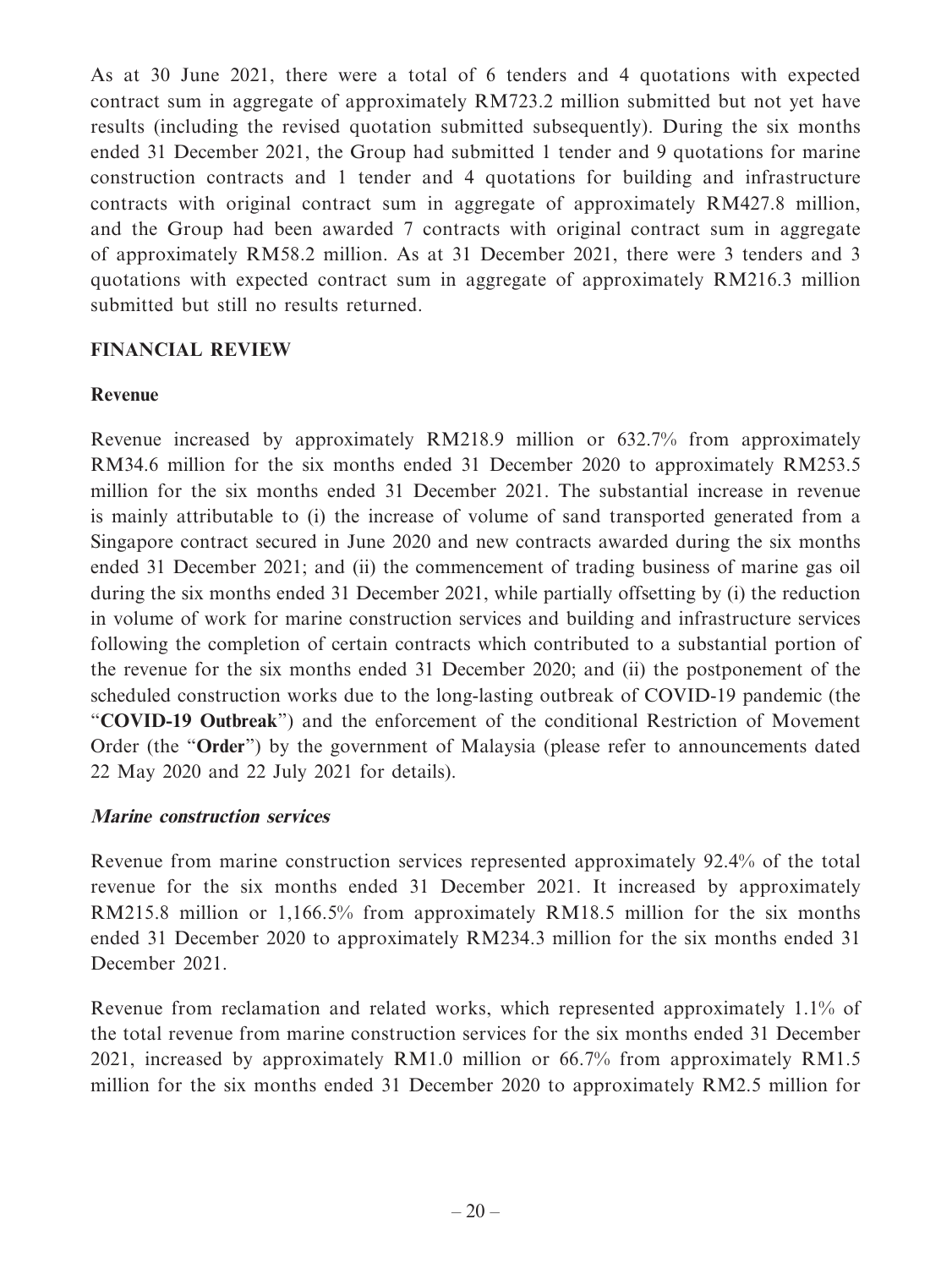As at 30 June 2021, there were a total of 6 tenders and 4 quotations with expected contract sum in aggregate of approximately RM723.2 million submitted but not yet have results (including the revised quotation submitted subsequently). During the six months ended 31 December 2021, the Group had submitted 1 tender and 9 quotations for marine construction contracts and 1 tender and 4 quotations for building and infrastructure contracts with original contract sum in aggregate of approximately RM427.8 million, and the Group had been awarded 7 contracts with original contract sum in aggregate of approximately RM58.2 million. As at 31 December 2021, there were 3 tenders and 3 quotations with expected contract sum in aggregate of approximately RM216.3 million submitted but still no results returned.

## FINANCIAL REVIEW

### Revenue

Revenue increased by approximately RM218.9 million or 632.7% from approximately RM34.6 million for the six months ended 31 December 2020 to approximately RM253.5 million for the six months ended 31 December 2021. The substantial increase in revenue is mainly attributable to (i) the increase of volume of sand transported generated from a Singapore contract secured in June 2020 and new contracts awarded during the six months ended 31 December 2021; and (ii) the commencement of trading business of marine gas oil during the six months ended 31 December 2021, while partially offsetting by (i) the reduction in volume of work for marine construction services and building and infrastructure services following the completion of certain contracts which contributed to a substantial portion of the revenue for the six months ended 31 December 2020; and (ii) the postponement of the scheduled construction works due to the long-lasting outbreak of COVID-19 pandemic (the "**COVID-19 Outbreak**") and the enforcement of the conditional Restriction of Movement Order (the "**Order**") by the government of Malaysia (please refer to announcements dated 22 May 2020 and 22 July 2021 for details).

#### *Marine construction services*

Revenue from marine construction services represented approximately 92.4% of the total revenue for the six months ended 31 December 2021. It increased by approximately RM215.8 million or 1,166.5% from approximately RM18.5 million for the six months ended 31 December 2020 to approximately RM234.3 million for the six months ended 31 December 2021.

Revenue from reclamation and related works, which represented approximately 1.1% of the total revenue from marine construction services for the six months ended 31 December 2021, increased by approximately RM1.0 million or 66.7% from approximately RM1.5 million for the six months ended 31 December 2020 to approximately RM2.5 million for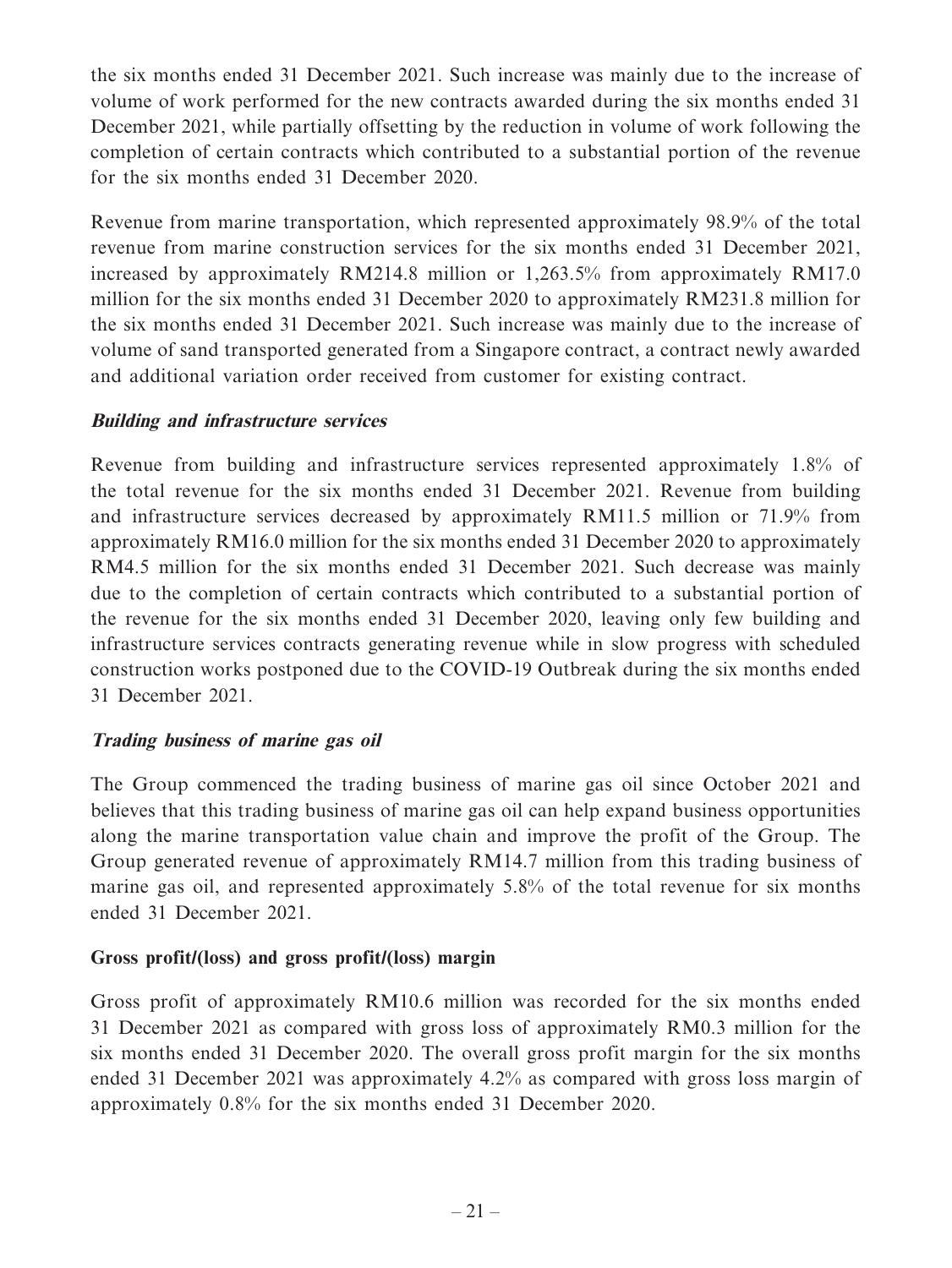the six months ended 31 December 2021. Such increase was mainly due to the increase of volume of work performed for the new contracts awarded during the six months ended 31 December 2021, while partially offsetting by the reduction in volume of work following the completion of certain contracts which contributed to a substantial portion of the revenue for the six months ended 31 December 2020.

Revenue from marine transportation, which represented approximately 98.9% of the total revenue from marine construction services for the six months ended 31 December 2021, increased by approximately RM214.8 million or 1,263.5% from approximately RM17.0 million for the six months ended 31 December 2020 to approximately RM231.8 million for the six months ended 31 December 2021. Such increase was mainly due to the increase of volume of sand transported generated from a Singapore contract, a contract newly awarded and additional variation order received from customer for existing contract.

***Building and infrastructure services***

Revenue from building and infrastructure services represented approximately 1.8% of the total revenue for the six months ended 31 December 2021. Revenue from building and infrastructure services decreased by approximately RM11.5 million or 71.9% from approximately RM16.0 million for the six months ended 31 December 2020 to approximately RM4.5 million for the six months ended 31 December 2021. Such decrease was mainly due to the completion of certain contracts which contributed to a substantial portion of the revenue for the six months ended 31 December 2020, leaving only few building and infrastructure services contracts generating revenue while in slow progress with scheduled construction works postponed due to the COVID-19 Outbreak during the six months ended 31 December 2021.

***Trading business of marine gas oil***

The Group commenced the trading business of marine gas oil since October 2021 and believes that this trading business of marine gas oil can help expand business opportunities along the marine transportation value chain and improve the profit of the Group. The Group generated revenue of approximately RM14.7 million from this trading business of marine gas oil, and represented approximately 5.8% of the total revenue for six months ended 31 December 2021.

**Gross profit/(loss) and gross profit/(loss) margin**

Gross profit of approximately RM10.6 million was recorded for the six months ended 31 December 2021 as compared with gross loss of approximately RM0.3 million for the six months ended 31 December 2020. The overall gross profit margin for the six months ended 31 December 2021 was approximately 4.2% as compared with gross loss margin of approximately 0.8% for the six months ended 31 December 2020.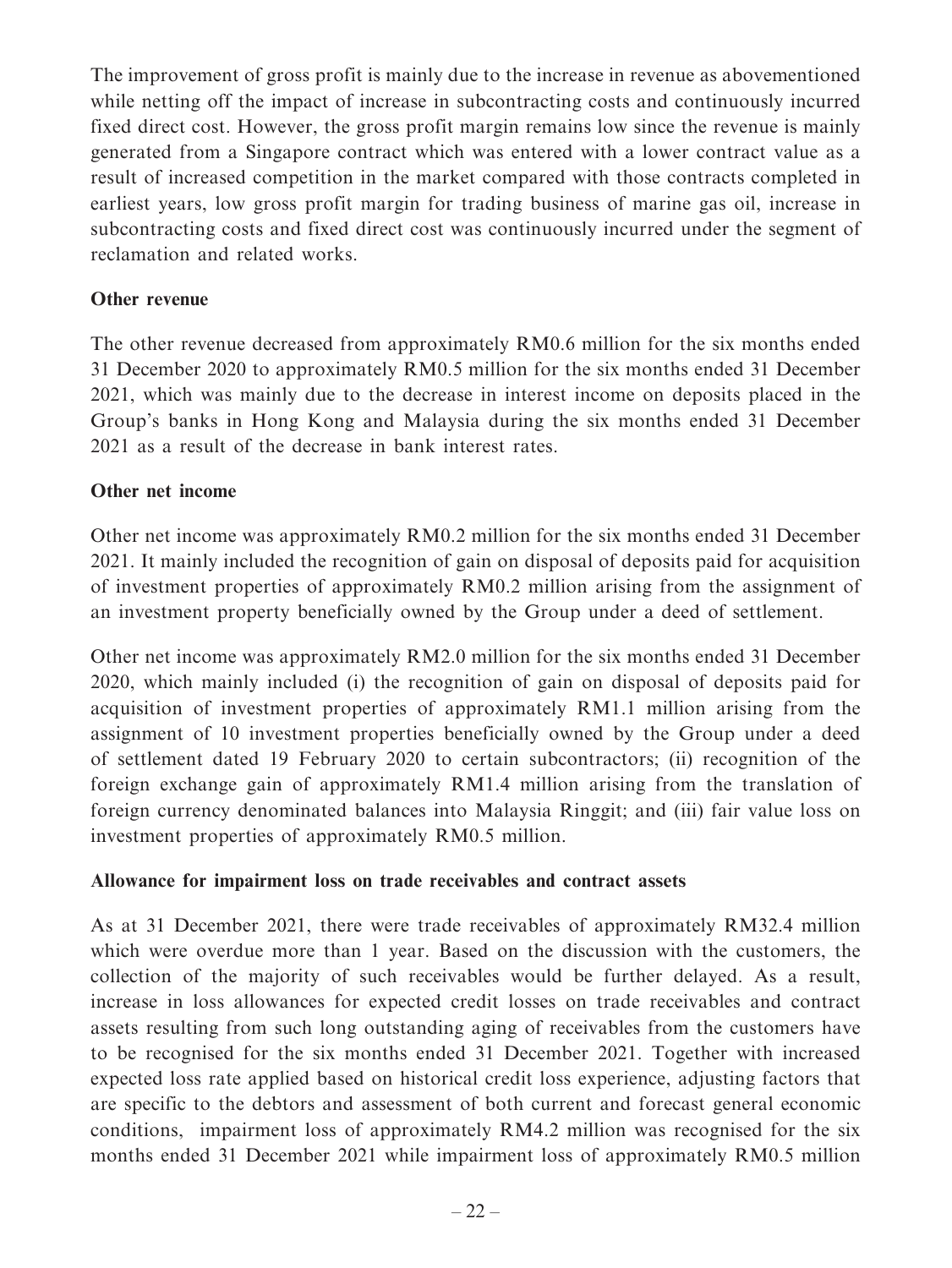The improvement of gross profit is mainly due to the increase in revenue as abovementioned while netting off the impact of increase in subcontracting costs and continuously incurred fixed direct cost. However, the gross profit margin remains low since the revenue is mainly generated from a Singapore contract which was entered with a lower contract value as a result of increased competition in the market compared with those contracts completed in earliest years, low gross profit margin for trading business of marine gas oil, increase in subcontracting costs and fixed direct cost was continuously incurred under the segment of reclamation and related works.

**Other revenue**

The other revenue decreased from approximately RM0.6 million for the six months ended 31 December 2020 to approximately RM0.5 million for the six months ended 31 December 2021, which was mainly due to the decrease in interest income on deposits placed in the Group's banks in Hong Kong and Malaysia during the six months ended 31 December 2021 as a result of the decrease in bank interest rates.

**Other net income**

Other net income was approximately RM0.2 million for the six months ended 31 December 2021. It mainly included the recognition of gain on disposal of deposits paid for acquisition of investment properties of approximately RM0.2 million arising from the assignment of an investment property beneficially owned by the Group under a deed of settlement.

Other net income was approximately RM2.0 million for the six months ended 31 December 2020, which mainly included (i) the recognition of gain on disposal of deposits paid for acquisition of investment properties of approximately RM1.1 million arising from the assignment of 10 investment properties beneficially owned by the Group under a deed of settlement dated 19 February 2020 to certain subcontractors; (ii) recognition of the foreign exchange gain of approximately RM1.4 million arising from the translation of foreign currency denominated balances into Malaysia Ringgit; and (iii) fair value loss on investment properties of approximately RM0.5 million.

**Allowance for impairment loss on trade receivables and contract assets**

As at 31 December 2021, there were trade receivables of approximately RM32.4 million which were overdue more than 1 year. Based on the discussion with the customers, the collection of the majority of such receivables would be further delayed. As a result, increase in loss allowances for expected credit losses on trade receivables and contract assets resulting from such long outstanding aging of receivables from the customers have to be recognised for the six months ended 31 December 2021. Together with increased expected loss rate applied based on historical credit loss experience, adjusting factors that are specific to the debtors and assessment of both current and forecast general economic conditions, impairment loss of approximately RM4.2 million was recognised for the six months ended 31 December 2021 while impairment loss of approximately RM0.5 million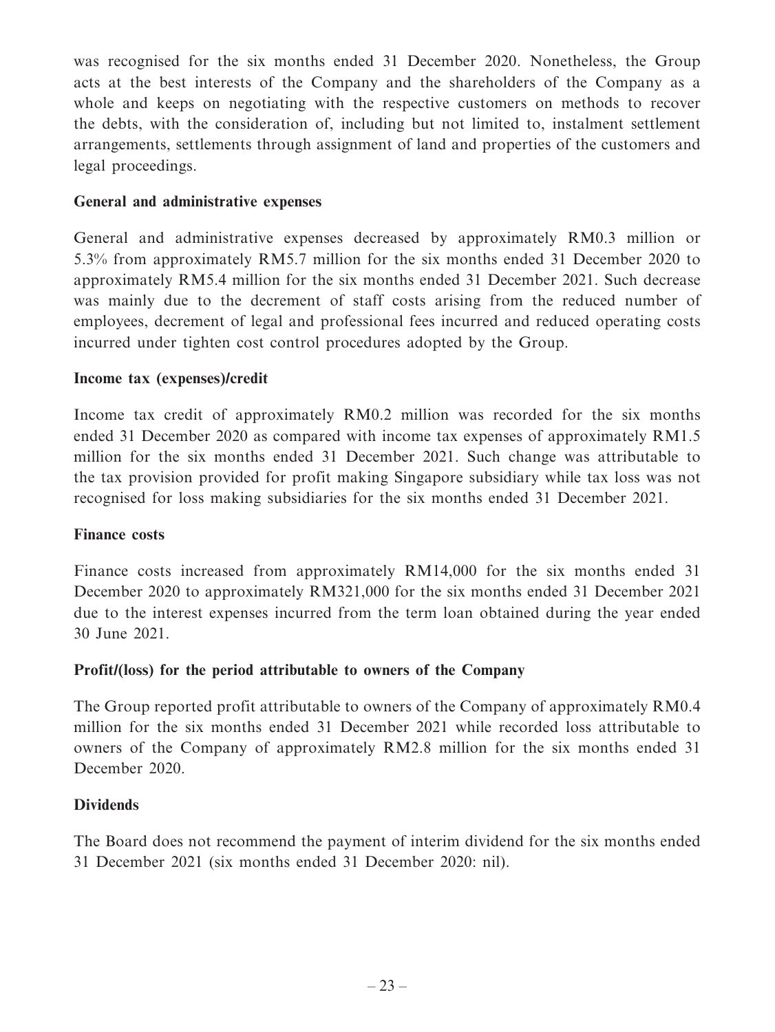was recognised for the six months ended 31 December 2020. Nonetheless, the Group acts at the best interests of the Company and the shareholders of the Company as a whole and keeps on negotiating with the respective customers on methods to recover the debts, with the consideration of, including but not limited to, instalment settlement arrangements, settlements through assignment of land and properties of the customers and legal proceedings.

**General and administrative expenses**

General and administrative expenses decreased by approximately RM0.3 million or 5.3% from approximately RM5.7 million for the six months ended 31 December 2020 to approximately RM5.4 million for the six months ended 31 December 2021. Such decrease was mainly due to the decrement of staff costs arising from the reduced number of employees, decrement of legal and professional fees incurred and reduced operating costs incurred under tighten cost control procedures adopted by the Group.

**Income tax (expenses)/credit**

Income tax credit of approximately RM0.2 million was recorded for the six months ended 31 December 2020 as compared with income tax expenses of approximately RM1.5 million for the six months ended 31 December 2021. Such change was attributable to the tax provision provided for profit making Singapore subsidiary while tax loss was not recognised for loss making subsidiaries for the six months ended 31 December 2021.

**Finance costs**

Finance costs increased from approximately RM14,000 for the six months ended 31 December 2020 to approximately RM321,000 for the six months ended 31 December 2021 due to the interest expenses incurred from the term loan obtained during the year ended 30 June 2021.

**Profit/(loss) for the period attributable to owners of the Company**

The Group reported profit attributable to owners of the Company of approximately RM0.4 million for the six months ended 31 December 2021 while recorded loss attributable to owners of the Company of approximately RM2.8 million for the six months ended 31 December 2020.

**Dividends**

The Board does not recommend the payment of interim dividend for the six months ended 31 December 2021 (six months ended 31 December 2020: nil).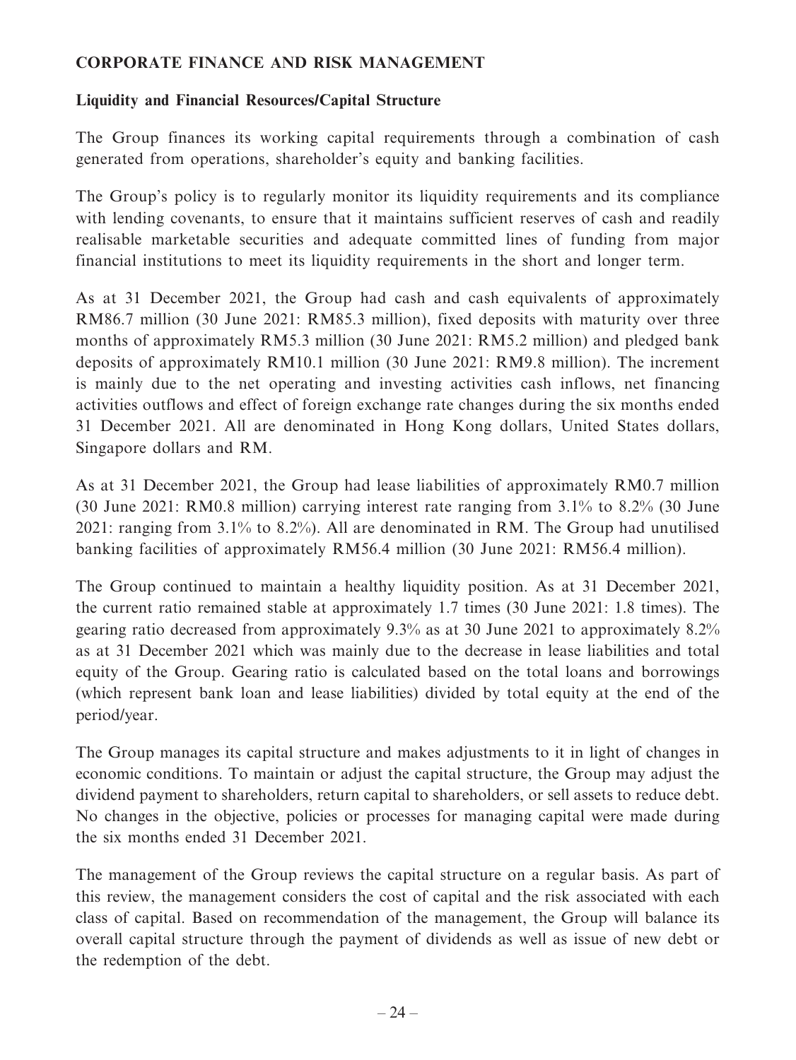## CORPORATE FINANCE AND RISK MANAGEMENT

### Liquidity and Financial Resources/Capital Structure

The Group finances its working capital requirements through a combination of cash generated from operations, shareholder's equity and banking facilities.

The Group's policy is to regularly monitor its liquidity requirements and its compliance with lending covenants, to ensure that it maintains sufficient reserves of cash and readily realisable marketable securities and adequate committed lines of funding from major financial institutions to meet its liquidity requirements in the short and longer term.

As at 31 December 2021, the Group had cash and cash equivalents of approximately RM86.7 million (30 June 2021: RM85.3 million), fixed deposits with maturity over three months of approximately RM5.3 million (30 June 2021: RM5.2 million) and pledged bank deposits of approximately RM10.1 million (30 June 2021: RM9.8 million). The increment is mainly due to the net operating and investing activities cash inflows, net financing activities outflows and effect of foreign exchange rate changes during the six months ended 31 December 2021. All are denominated in Hong Kong dollars, United States dollars, Singapore dollars and RM.

As at 31 December 2021, the Group had lease liabilities of approximately RM0.7 million (30 June 2021: RM0.8 million) carrying interest rate ranging from 3.1% to 8.2% (30 June 2021: ranging from 3.1% to 8.2%). All are denominated in RM. The Group had unutilised banking facilities of approximately RM56.4 million (30 June 2021: RM56.4 million).

The Group continued to maintain a healthy liquidity position. As at 31 December 2021, the current ratio remained stable at approximately 1.7 times (30 June 2021: 1.8 times). The gearing ratio decreased from approximately 9.3% as at 30 June 2021 to approximately 8.2% as at 31 December 2021 which was mainly due to the decrease in lease liabilities and total equity of the Group. Gearing ratio is calculated based on the total loans and borrowings (which represent bank loan and lease liabilities) divided by total equity at the end of the period/year.

The Group manages its capital structure and makes adjustments to it in light of changes in economic conditions. To maintain or adjust the capital structure, the Group may adjust the dividend payment to shareholders, return capital to shareholders, or sell assets to reduce debt. No changes in the objective, policies or processes for managing capital were made during the six months ended 31 December 2021.

The management of the Group reviews the capital structure on a regular basis. As part of this review, the management considers the cost of capital and the risk associated with each class of capital. Based on recommendation of the management, the Group will balance its overall capital structure through the payment of dividends as well as issue of new debt or the redemption of the debt.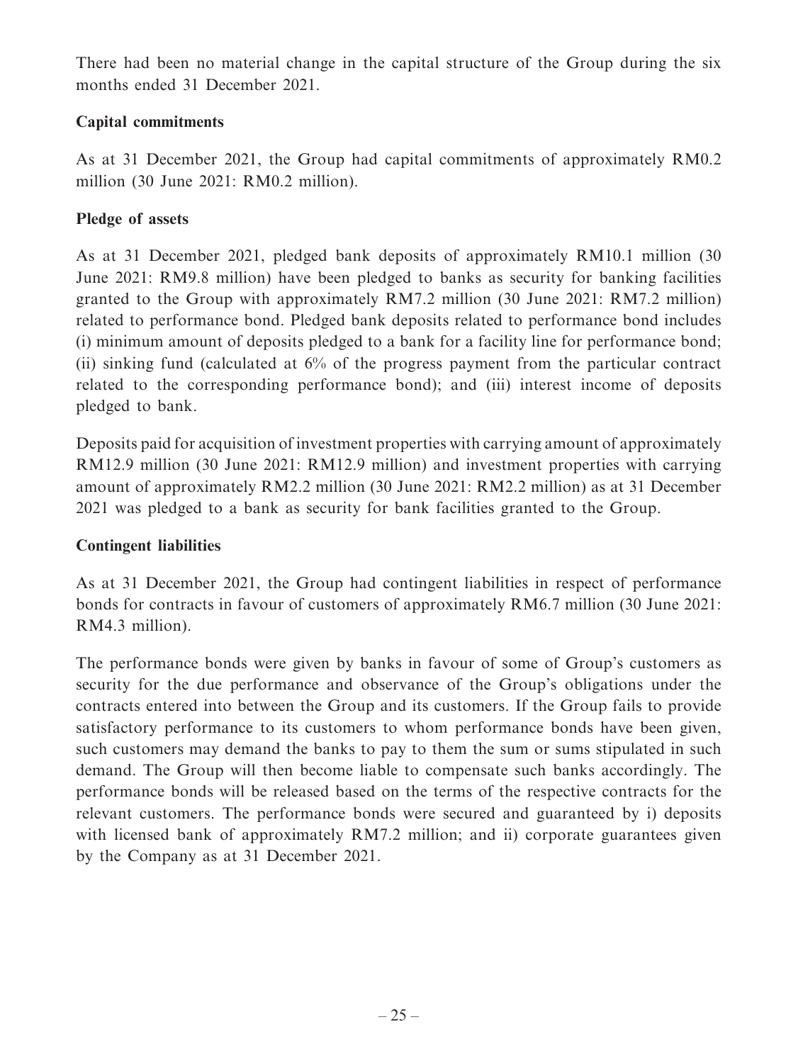There had been no material change in the capital structure of the Group during the six months ended 31 December 2021.

**Capital commitments**

As at 31 December 2021, the Group had capital commitments of approximately RM0.2 million (30 June 2021: RM0.2 million).

**Pledge of assets**

As at 31 December 2021, pledged bank deposits of approximately RM10.1 million (30 June 2021: RM9.8 million) have been pledged to banks as security for banking facilities granted to the Group with approximately RM7.2 million (30 June 2021: RM7.2 million) related to performance bond. Pledged bank deposits related to performance bond includes (i) minimum amount of deposits pledged to a bank for a facility line for performance bond; (ii) sinking fund (calculated at 6% of the progress payment from the particular contract related to the corresponding performance bond); and (iii) interest income of deposits pledged to bank.

Deposits paid for acquisition of investment properties with carrying amount of approximately RM12.9 million (30 June 2021: RM12.9 million) and investment properties with carrying amount of approximately RM2.2 million (30 June 2021: RM2.2 million) as at 31 December 2021 was pledged to a bank as security for bank facilities granted to the Group.

**Contingent liabilities**

As at 31 December 2021, the Group had contingent liabilities in respect of performance bonds for contracts in favour of customers of approximately RM6.7 million (30 June 2021: RM4.3 million).

The performance bonds were given by banks in favour of some of Group's customers as security for the due performance and observance of the Group's obligations under the contracts entered into between the Group and its customers. If the Group fails to provide satisfactory performance to its customers to whom performance bonds have been given, such customers may demand the banks to pay to them the sum or sums stipulated in such demand. The Group will then become liable to compensate such banks accordingly. The performance bonds will be released based on the terms of the respective contracts for the relevant customers. The performance bonds were secured and guaranteed by i) deposits with licensed bank of approximately RM7.2 million; and ii) corporate guarantees given by the Company as at 31 December 2021.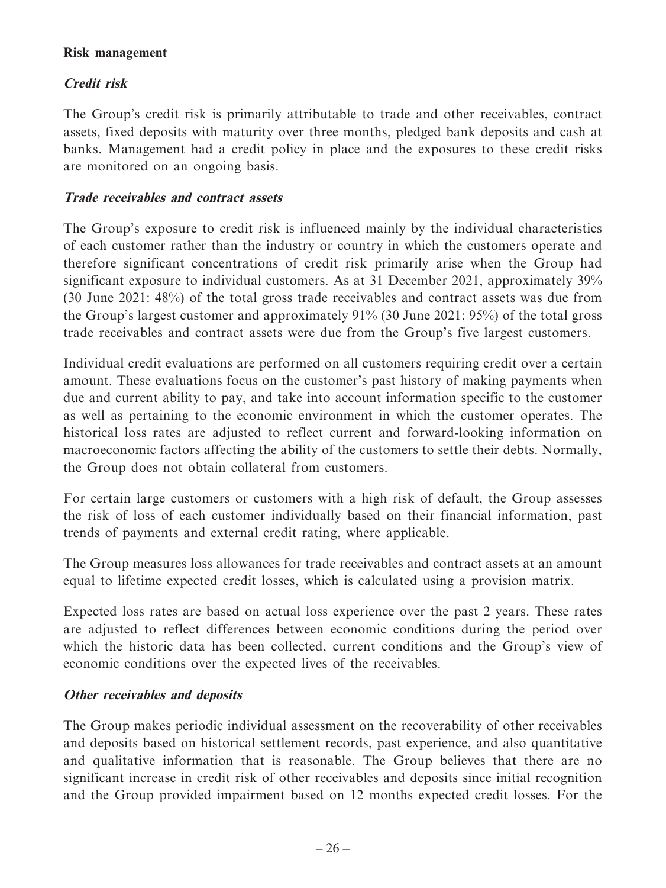**Risk management**

***Credit risk***

The Group's credit risk is primarily attributable to trade and other receivables, contract assets, fixed deposits with maturity over three months, pledged bank deposits and cash at banks. Management had a credit policy in place and the exposures to these credit risks are monitored on an ongoing basis.

***Trade receivables and contract assets***

The Group's exposure to credit risk is influenced mainly by the individual characteristics of each customer rather than the industry or country in which the customers operate and therefore significant concentrations of credit risk primarily arise when the Group had significant exposure to individual customers. As at 31 December 2021, approximately 39% (30 June 2021: 48%) of the total gross trade receivables and contract assets was due from the Group's largest customer and approximately 91% (30 June 2021: 95%) of the total gross trade receivables and contract assets were due from the Group's five largest customers.

Individual credit evaluations are performed on all customers requiring credit over a certain amount. These evaluations focus on the customer's past history of making payments when due and current ability to pay, and take into account information specific to the customer as well as pertaining to the economic environment in which the customer operates. The historical loss rates are adjusted to reflect current and forward-looking information on macroeconomic factors affecting the ability of the customers to settle their debts. Normally, the Group does not obtain collateral from customers.

For certain large customers or customers with a high risk of default, the Group assesses the risk of loss of each customer individually based on their financial information, past trends of payments and external credit rating, where applicable.

The Group measures loss allowances for trade receivables and contract assets at an amount equal to lifetime expected credit losses, which is calculated using a provision matrix.

Expected loss rates are based on actual loss experience over the past 2 years. These rates are adjusted to reflect differences between economic conditions during the period over which the historic data has been collected, current conditions and the Group's view of economic conditions over the expected lives of the receivables.

***Other receivables and deposits***

The Group makes periodic individual assessment on the recoverability of other receivables and deposits based on historical settlement records, past experience, and also quantitative and qualitative information that is reasonable. The Group believes that there are no significant increase in credit risk of other receivables and deposits since initial recognition and the Group provided impairment based on 12 months expected credit losses. For the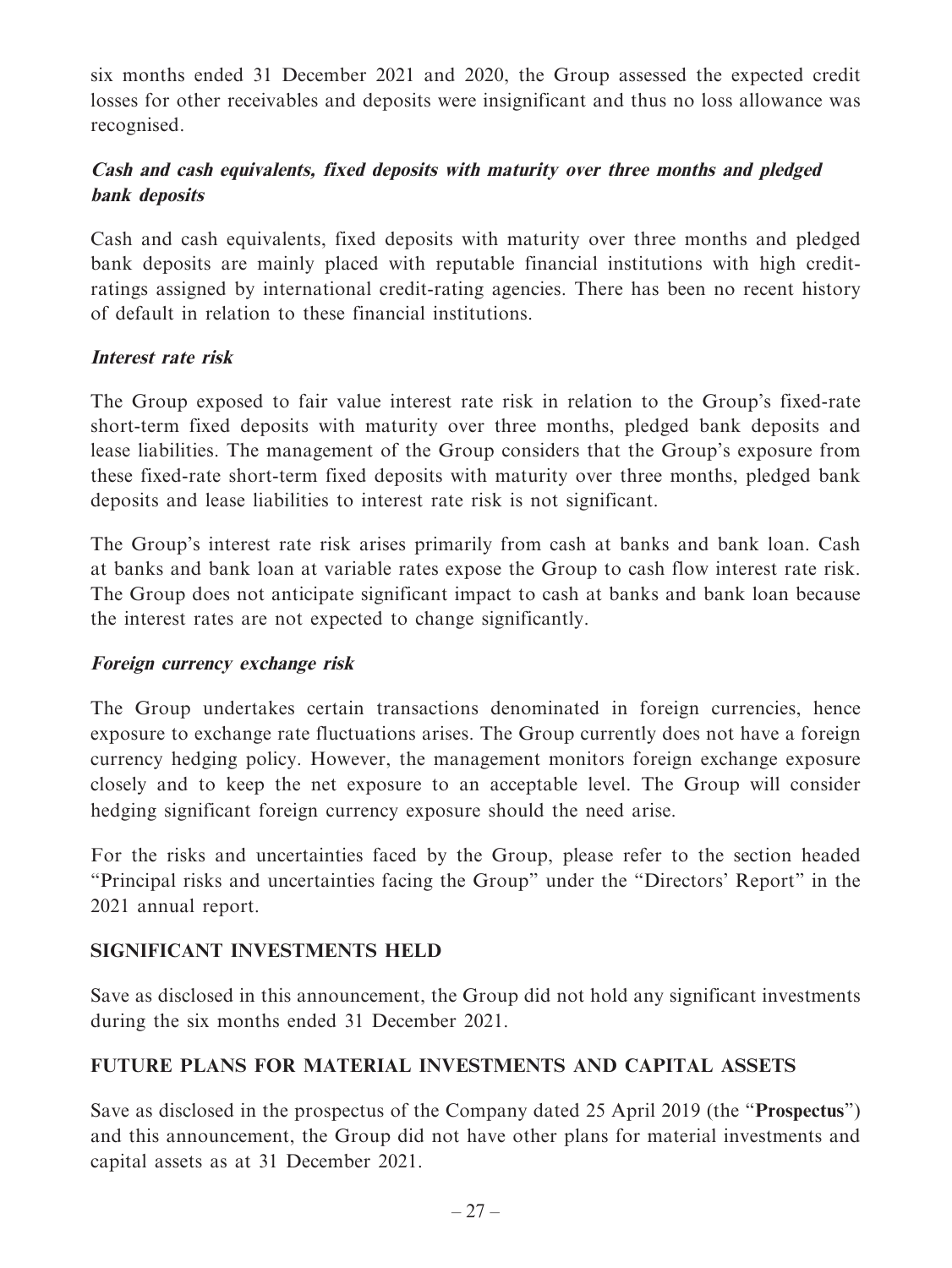six months ended 31 December 2021 and 2020, the Group assessed the expected credit losses for other receivables and deposits were insignificant and thus no loss allowance was recognised.

***Cash and cash equivalents, fixed deposits with maturity over three months and pledged bank deposits***

Cash and cash equivalents, fixed deposits with maturity over three months and pledged bank deposits are mainly placed with reputable financial institutions with high credit-ratings assigned by international credit-rating agencies. There has been no recent history of default in relation to these financial institutions.

***Interest rate risk***

The Group exposed to fair value interest rate risk in relation to the Group's fixed-rate short-term fixed deposits with maturity over three months, pledged bank deposits and lease liabilities. The management of the Group considers that the Group's exposure from these fixed-rate short-term fixed deposits with maturity over three months, pledged bank deposits and lease liabilities to interest rate risk is not significant.

The Group's interest rate risk arises primarily from cash at banks and bank loan. Cash at banks and bank loan at variable rates expose the Group to cash flow interest rate risk. The Group does not anticipate significant impact to cash at banks and bank loan because the interest rates are not expected to change significantly.

***Foreign currency exchange risk***

The Group undertakes certain transactions denominated in foreign currencies, hence exposure to exchange rate fluctuations arises. The Group currently does not have a foreign currency hedging policy. However, the management monitors foreign exchange exposure closely and to keep the net exposure to an acceptable level. The Group will consider hedging significant foreign currency exposure should the need arise.

For the risks and uncertainties faced by the Group, please refer to the section headed "Principal risks and uncertainties facing the Group" under the "Directors' Report" in the 2021 annual report.

## SIGNIFICANT INVESTMENTS HELD

Save as disclosed in this announcement, the Group did not hold any significant investments during the six months ended 31 December 2021.

## FUTURE PLANS FOR MATERIAL INVESTMENTS AND CAPITAL ASSETS

Save as disclosed in the prospectus of the Company dated 25 April 2019 (the "**Prospectus**") and this announcement, the Group did not have other plans for material investments and capital assets as at 31 December 2021.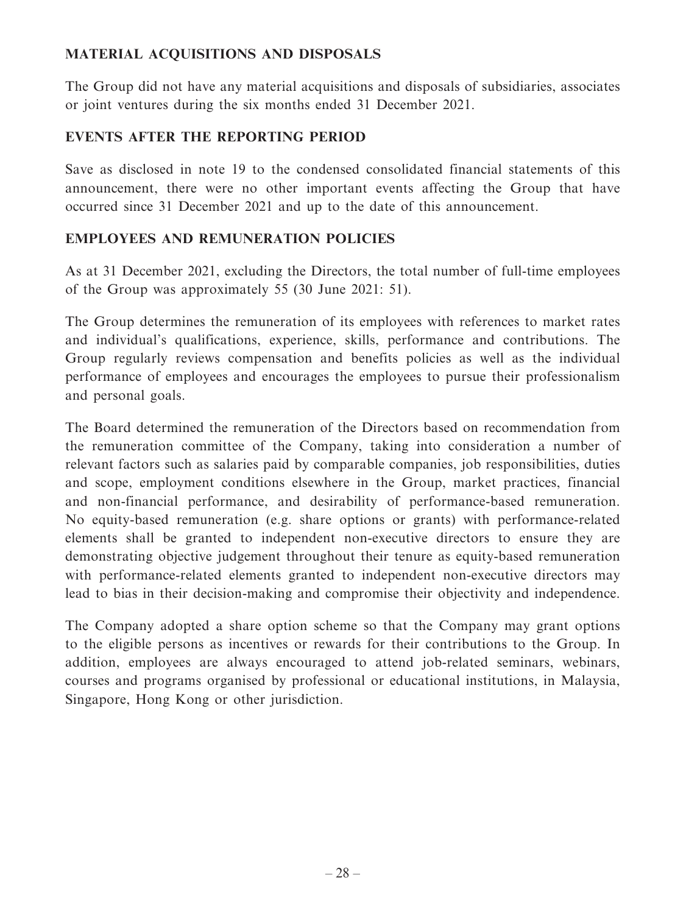## MATERIAL ACQUISITIONS AND DISPOSALS

The Group did not have any material acquisitions and disposals of subsidiaries, associates or joint ventures during the six months ended 31 December 2021.

## EVENTS AFTER THE REPORTING PERIOD

Save as disclosed in note 19 to the condensed consolidated financial statements of this announcement, there were no other important events affecting the Group that have occurred since 31 December 2021 and up to the date of this announcement.

## EMPLOYEES AND REMUNERATION POLICIES

As at 31 December 2021, excluding the Directors, the total number of full-time employees of the Group was approximately 55 (30 June 2021: 51).

The Group determines the remuneration of its employees with references to market rates and individual's qualifications, experience, skills, performance and contributions. The Group regularly reviews compensation and benefits policies as well as the individual performance of employees and encourages the employees to pursue their professionalism and personal goals.

The Board determined the remuneration of the Directors based on recommendation from the remuneration committee of the Company, taking into consideration a number of relevant factors such as salaries paid by comparable companies, job responsibilities, duties and scope, employment conditions elsewhere in the Group, market practices, financial and non-financial performance, and desirability of performance-based remuneration. No equity-based remuneration (e.g. share options or grants) with performance-related elements shall be granted to independent non-executive directors to ensure they are demonstrating objective judgement throughout their tenure as equity-based remuneration with performance-related elements granted to independent non-executive directors may lead to bias in their decision-making and compromise their objectivity and independence.

The Company adopted a share option scheme so that the Company may grant options to the eligible persons as incentives or rewards for their contributions to the Group. In addition, employees are always encouraged to attend job-related seminars, webinars, courses and programs organised by professional or educational institutions, in Malaysia, Singapore, Hong Kong or other jurisdiction.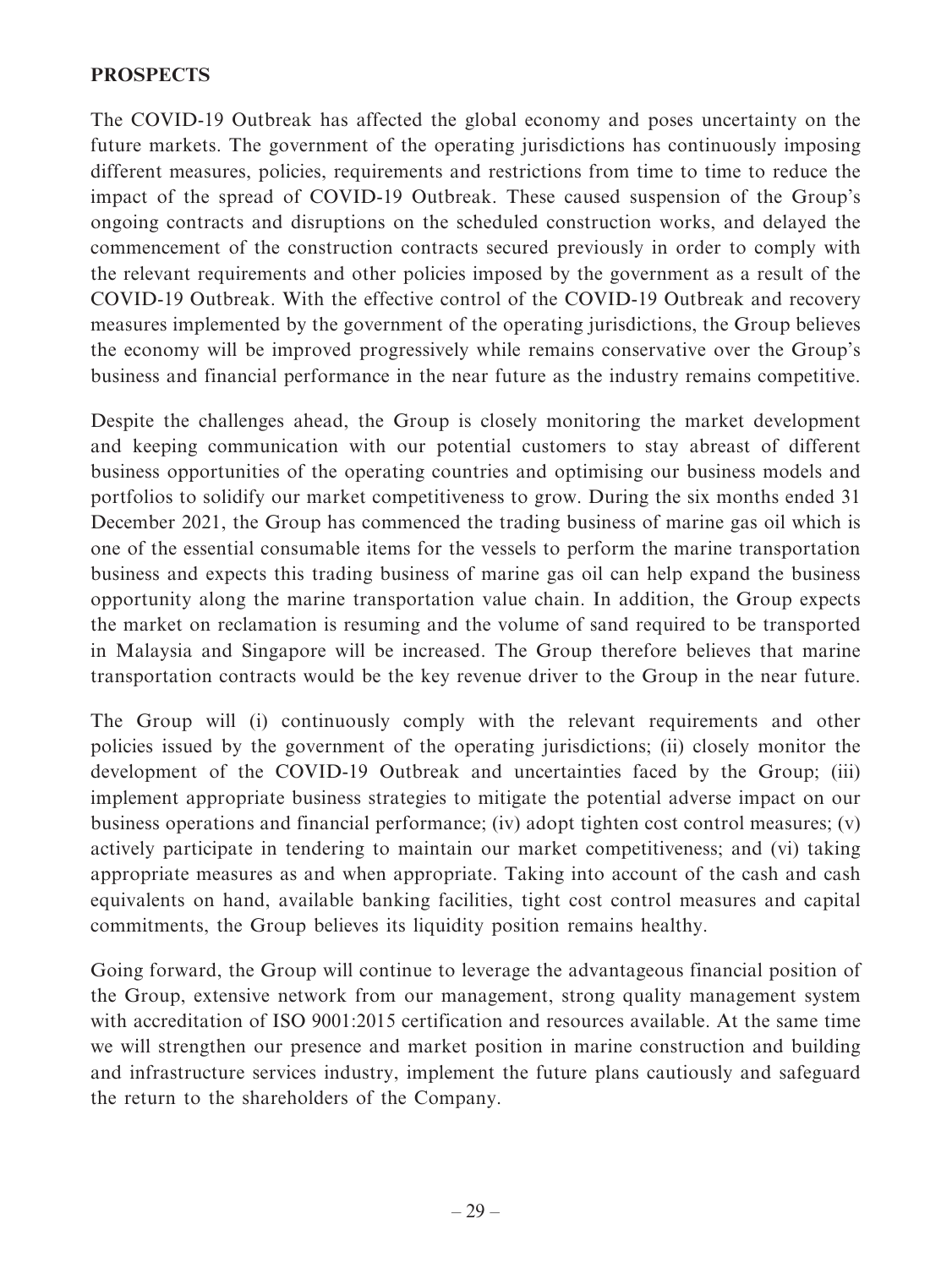## PROSPECTS

The COVID-19 Outbreak has affected the global economy and poses uncertainty on the future markets. The government of the operating jurisdictions has continuously imposing different measures, policies, requirements and restrictions from time to time to reduce the impact of the spread of COVID-19 Outbreak. These caused suspension of the Group's ongoing contracts and disruptions on the scheduled construction works, and delayed the commencement of the construction contracts secured previously in order to comply with the relevant requirements and other policies imposed by the government as a result of the COVID-19 Outbreak. With the effective control of the COVID-19 Outbreak and recovery measures implemented by the government of the operating jurisdictions, the Group believes the economy will be improved progressively while remains conservative over the Group's business and financial performance in the near future as the industry remains competitive.

Despite the challenges ahead, the Group is closely monitoring the market development and keeping communication with our potential customers to stay abreast of different business opportunities of the operating countries and optimising our business models and portfolios to solidify our market competitiveness to grow. During the six months ended 31 December 2021, the Group has commenced the trading business of marine gas oil which is one of the essential consumable items for the vessels to perform the marine transportation business and expects this trading business of marine gas oil can help expand the business opportunity along the marine transportation value chain. In addition, the Group expects the market on reclamation is resuming and the volume of sand required to be transported in Malaysia and Singapore will be increased. The Group therefore believes that marine transportation contracts would be the key revenue driver to the Group in the near future.

The Group will (i) continuously comply with the relevant requirements and other policies issued by the government of the operating jurisdictions; (ii) closely monitor the development of the COVID-19 Outbreak and uncertainties faced by the Group; (iii) implement appropriate business strategies to mitigate the potential adverse impact on our business operations and financial performance; (iv) adopt tighten cost control measures; (v) actively participate in tendering to maintain our market competitiveness; and (vi) taking appropriate measures as and when appropriate. Taking into account of the cash and cash equivalents on hand, available banking facilities, tight cost control measures and capital commitments, the Group believes its liquidity position remains healthy.

Going forward, the Group will continue to leverage the advantageous financial position of the Group, extensive network from our management, strong quality management system with accreditation of ISO 9001:2015 certification and resources available. At the same time we will strengthen our presence and market position in marine construction and building and infrastructure services industry, implement the future plans cautiously and safeguard the return to the shareholders of the Company.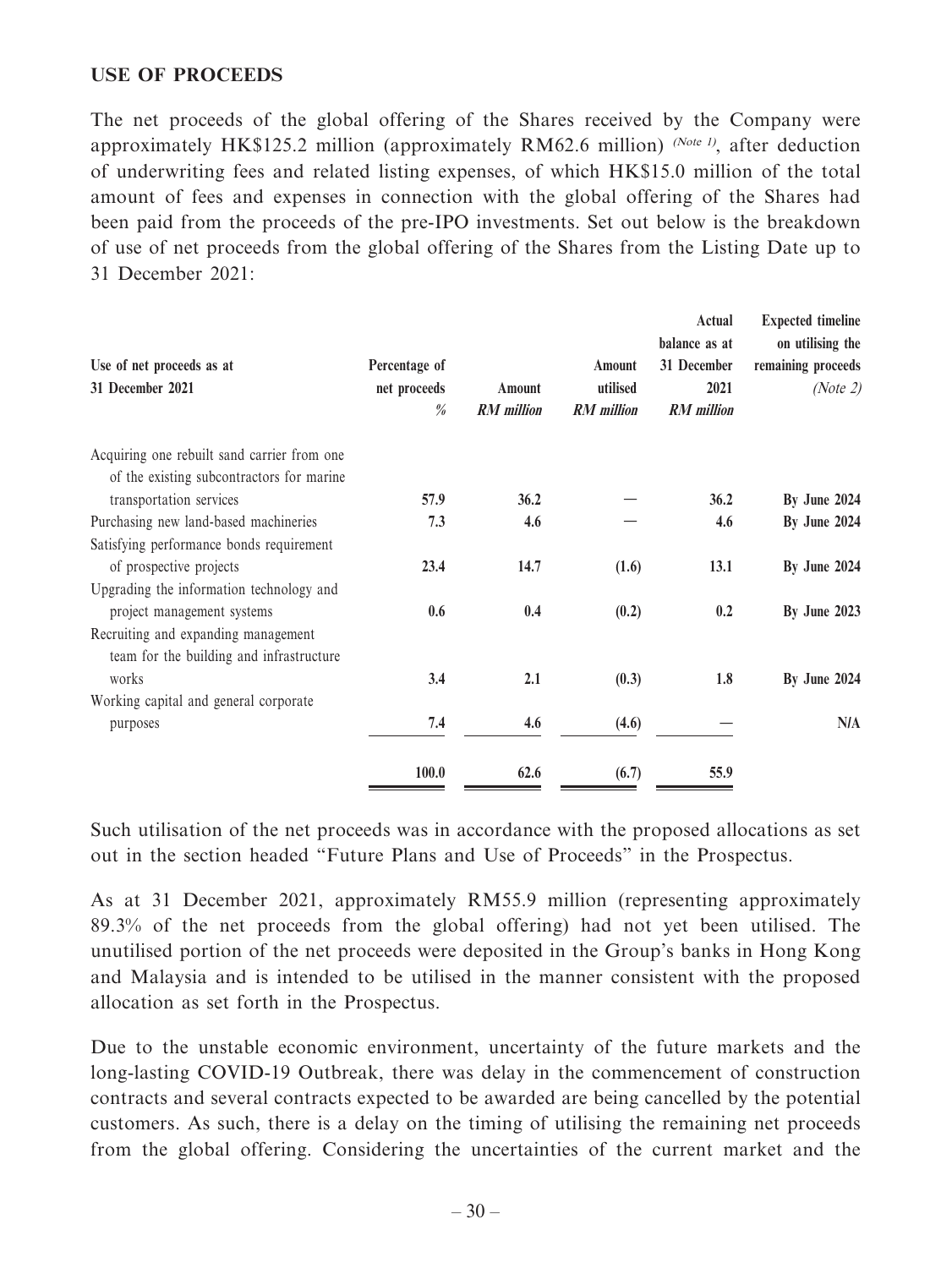**USE OF PROCEEDS**

The net proceeds of the global offering of the Shares received by the Company were approximately HK$125.2 million (approximately RM62.6 million) *(Note 1)*, after deduction of underwriting fees and related listing expenses, of which HK$15.0 million of the total amount of fees and expenses in connection with the global offering of the Shares had been paid from the proceeds of the pre-IPO investments. Set out below is the breakdown of use of net proceeds from the global offering of the Shares from the Listing Date up to 31 December 2021:

| Use of net proceeds as at 31 December 2021 | Percentage of net proceeds % | Amount *RM million* | Amount utilised *RM million* | Actual balance as at 31 December 2021 *RM million* | Expected timeline on utilising the remaining proceeds *(Note 2)* |
|---|---|---|---|---|---|
| Acquiring one rebuilt sand carrier from one of the existing subcontractors for marine transportation services | 57.9 | 36.2 | — | 36.2 | By June 2024 |
| Purchasing new land-based machineries | 7.3 | 4.6 | — | 4.6 | By June 2024 |
| Satisfying performance bonds requirement of prospective projects | 23.4 | 14.7 | (1.6) | 13.1 | By June 2024 |
| Upgrading the information technology and project management systems | 0.6 | 0.4 | (0.2) | 0.2 | By June 2023 |
| Recruiting and expanding management team for the building and infrastructure works | 3.4 | 2.1 | (0.3) | 1.8 | By June 2024 |
| Working capital and general corporate purposes | 7.4 | 4.6 | (4.6) | — | N/A |
| | 100.0 | 62.6 | (6.7) | 55.9 | |

Such utilisation of the net proceeds was in accordance with the proposed allocations as set out in the section headed "Future Plans and Use of Proceeds" in the Prospectus.

As at 31 December 2021, approximately RM55.9 million (representing approximately 89.3% of the net proceeds from the global offering) had not yet been utilised. The unutilised portion of the net proceeds were deposited in the Group's banks in Hong Kong and Malaysia and is intended to be utilised in the manner consistent with the proposed allocation as set forth in the Prospectus.

Due to the unstable economic environment, uncertainty of the future markets and the long-lasting COVID-19 Outbreak, there was delay in the commencement of construction contracts and several contracts expected to be awarded are being cancelled by the potential customers. As such, there is a delay on the timing of utilising the remaining net proceeds from the global offering. Considering the uncertainties of the current market and the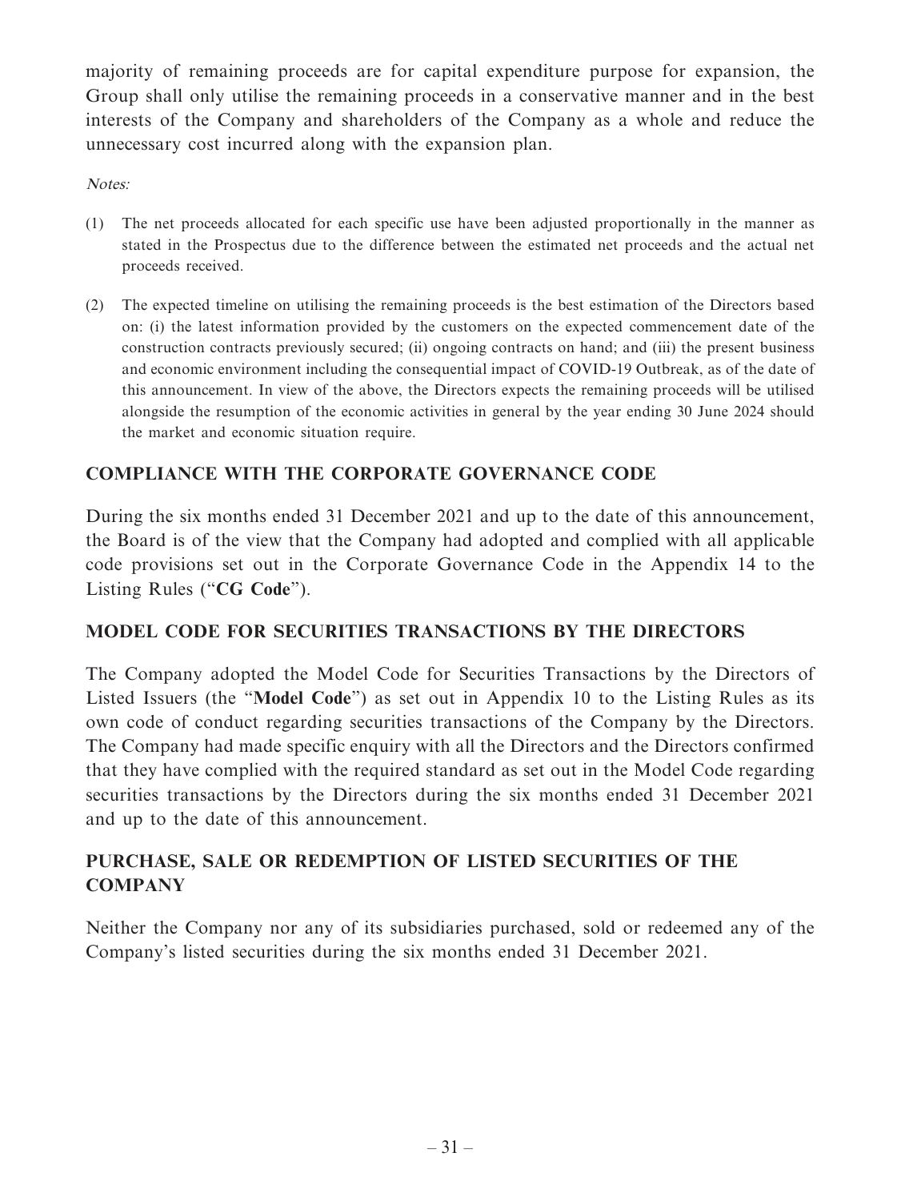majority of remaining proceeds are for capital expenditure purpose for expansion, the Group shall only utilise the remaining proceeds in a conservative manner and in the best interests of the Company and shareholders of the Company as a whole and reduce the unnecessary cost incurred along with the expansion plan.

*Notes:*

(1) The net proceeds allocated for each specific use have been adjusted proportionally in the manner as stated in the Prospectus due to the difference between the estimated net proceeds and the actual net proceeds received.

(2) The expected timeline on utilising the remaining proceeds is the best estimation of the Directors based on: (i) the latest information provided by the customers on the expected commencement date of the construction contracts previously secured; (ii) ongoing contracts on hand; and (iii) the present business and economic environment including the consequential impact of COVID-19 Outbreak, as of the date of this announcement. In view of the above, the Directors expects the remaining proceeds will be utilised alongside the resumption of the economic activities in general by the year ending 30 June 2024 should the market and economic situation require.

## COMPLIANCE WITH THE CORPORATE GOVERNANCE CODE

During the six months ended 31 December 2021 and up to the date of this announcement, the Board is of the view that the Company had adopted and complied with all applicable code provisions set out in the Corporate Governance Code in the Appendix 14 to the Listing Rules ("**CG Code**").

## MODEL CODE FOR SECURITIES TRANSACTIONS BY THE DIRECTORS

The Company adopted the Model Code for Securities Transactions by the Directors of Listed Issuers (the "**Model Code**") as set out in Appendix 10 to the Listing Rules as its own code of conduct regarding securities transactions of the Company by the Directors. The Company had made specific enquiry with all the Directors and the Directors confirmed that they have complied with the required standard as set out in the Model Code regarding securities transactions by the Directors during the six months ended 31 December 2021 and up to the date of this announcement.

## PURCHASE, SALE OR REDEMPTION OF LISTED SECURITIES OF THE COMPANY

Neither the Company nor any of its subsidiaries purchased, sold or redeemed any of the Company's listed securities during the six months ended 31 December 2021.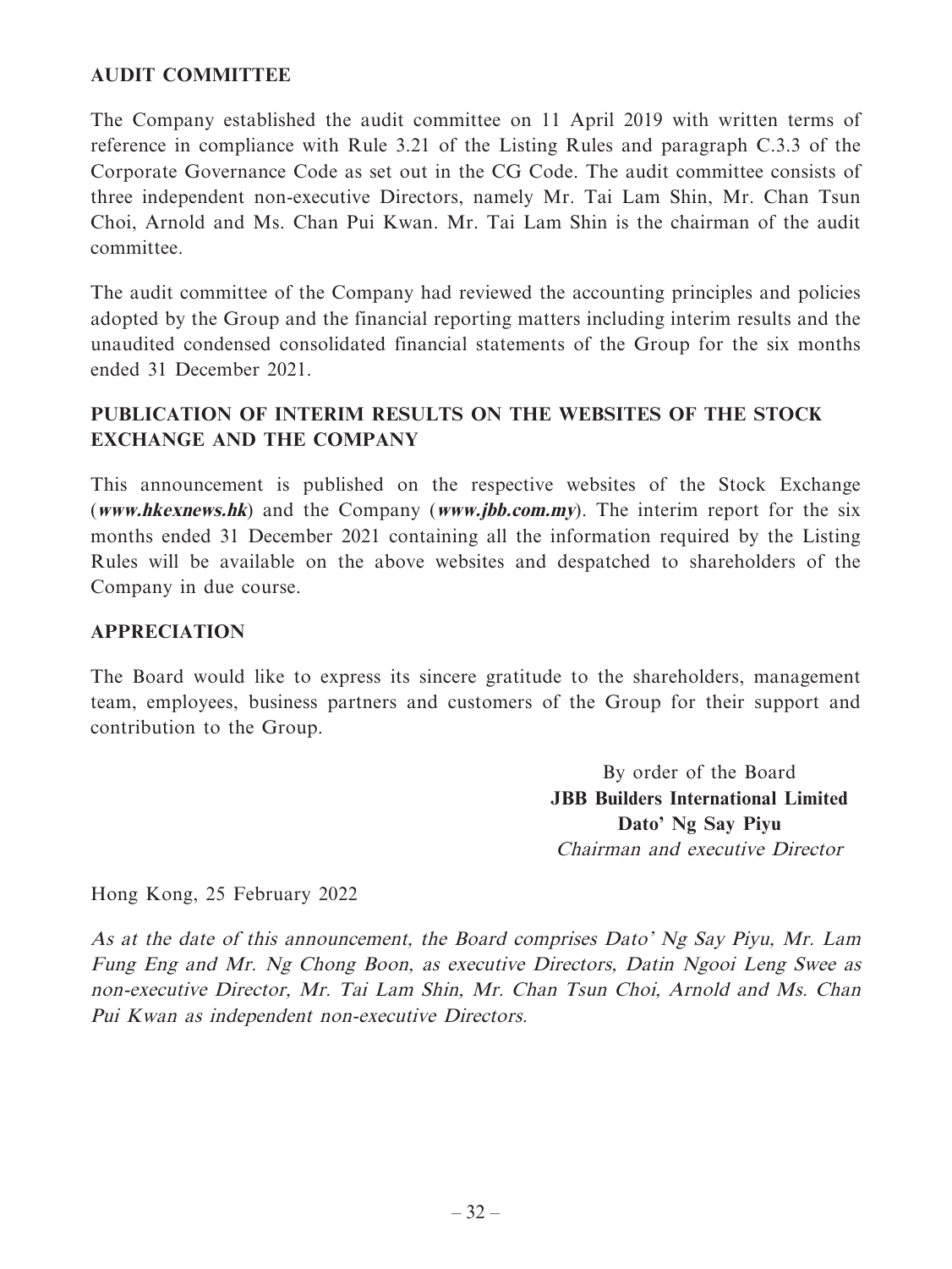## AUDIT COMMITTEE

The Company established the audit committee on 11 April 2019 with written terms of reference in compliance with Rule 3.21 of the Listing Rules and paragraph C.3.3 of the Corporate Governance Code as set out in the CG Code. The audit committee consists of three independent non-executive Directors, namely Mr. Tai Lam Shin, Mr. Chan Tsun Choi, Arnold and Ms. Chan Pui Kwan. Mr. Tai Lam Shin is the chairman of the audit committee.

The audit committee of the Company had reviewed the accounting principles and policies adopted by the Group and the financial reporting matters including interim results and the unaudited condensed consolidated financial statements of the Group for the six months ended 31 December 2021.

## PUBLICATION OF INTERIM RESULTS ON THE WEBSITES OF THE STOCK EXCHANGE AND THE COMPANY

This announcement is published on the respective websites of the Stock Exchange (***www.hkexnews.hk***) and the Company (***www.jbb.com.my***). The interim report for the six months ended 31 December 2021 containing all the information required by the Listing Rules will be available on the above websites and despatched to shareholders of the Company in due course.

## APPRECIATION

The Board would like to express its sincere gratitude to the shareholders, management team, employees, business partners and customers of the Group for their support and contribution to the Group.

By order of the Board
**JBB Builders International Limited**
**Dato' Ng Say Piyu**
*Chairman and executive Director*

Hong Kong, 25 February 2022

*As at the date of this announcement, the Board comprises Dato' Ng Say Piyu, Mr. Lam Fung Eng and Mr. Ng Chong Boon, as executive Directors, Datin Ngooi Leng Swee as non-executive Director, Mr. Tai Lam Shin, Mr. Chan Tsun Choi, Arnold and Ms. Chan Pui Kwan as independent non-executive Directors.*